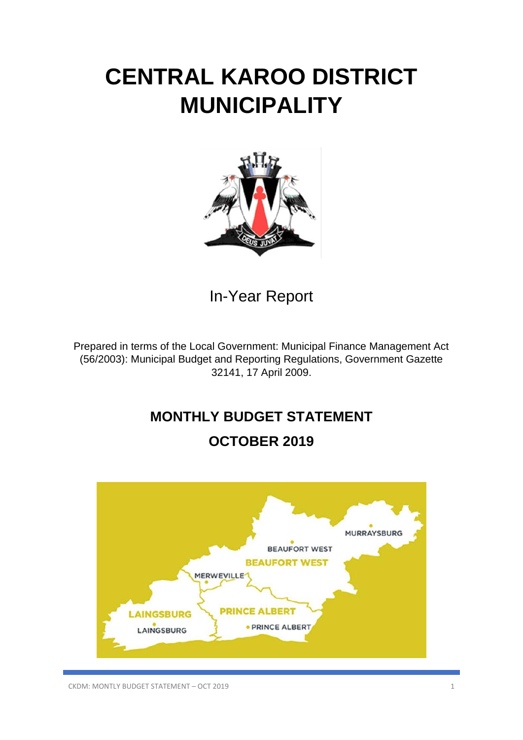# CENTRAL KAROO DISTRICT MUNICIPALITY

In-Year Report

Prepared in terms of the Local Government: Municipal Finance Management Act (56/2003): Municipal Budget and Reporting Regulations, Government Gazette 32141, 17 April 2009.

## MONTHLY BUDGET STATEMENT

## OCTOBER 2019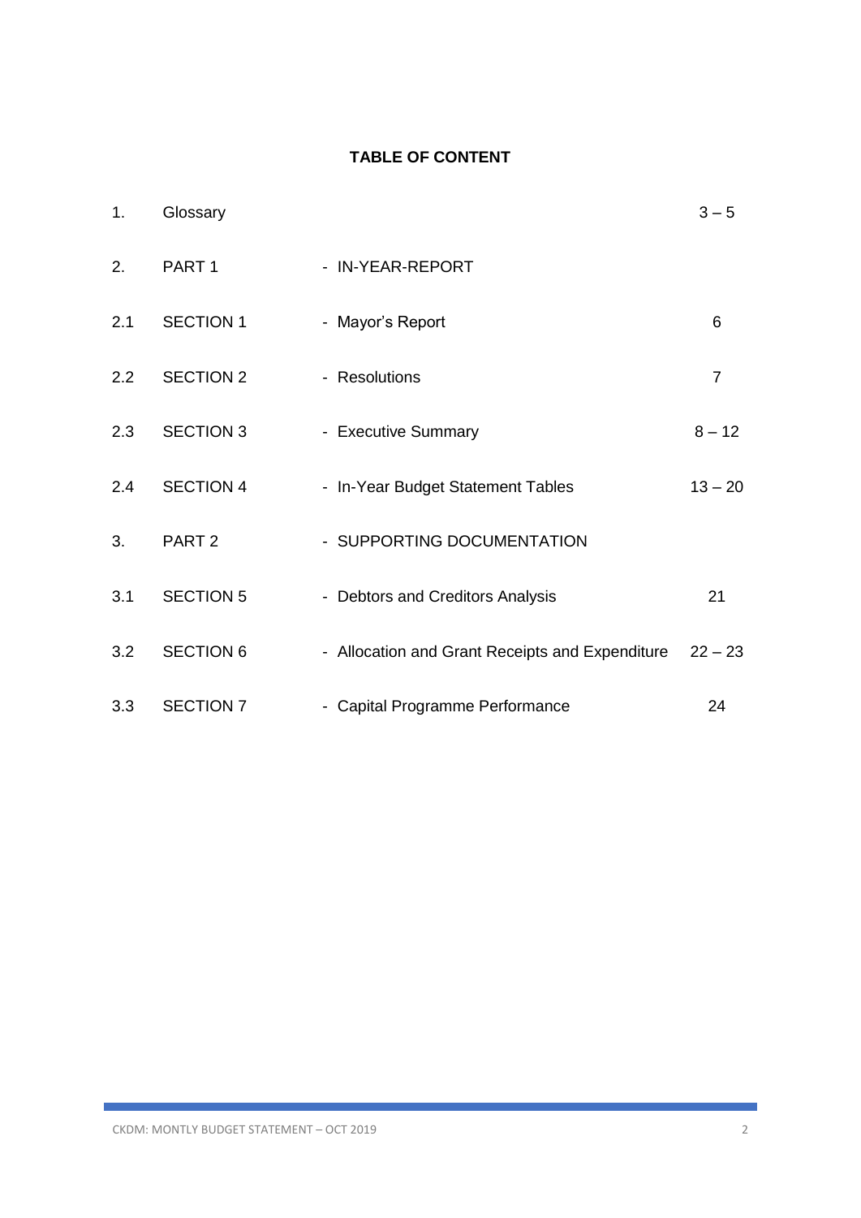# TABLE OF CONTENT

| | | | |
|---|---|---|---|
| 1. | Glossary | | 3 – 5 |
| 2. | PART 1 | - IN-YEAR-REPORT | |
| 2.1 | SECTION 1 | - Mayor's Report | 6 |
| 2.2 | SECTION 2 | - Resolutions | 7 |
| 2.3 | SECTION 3 | - Executive Summary | 8 – 12 |
| 2.4 | SECTION 4 | - In-Year Budget Statement Tables | 13 – 20 |
| 3. | PART 2 | - SUPPORTING DOCUMENTATION | |
| 3.1 | SECTION 5 | - Debtors and Creditors Analysis | 21 |
| 3.2 | SECTION 6 | - Allocation and Grant Receipts and Expenditure | 22 – 23 |
| 3.3 | SECTION 7 | - Capital Programme Performance | 24 |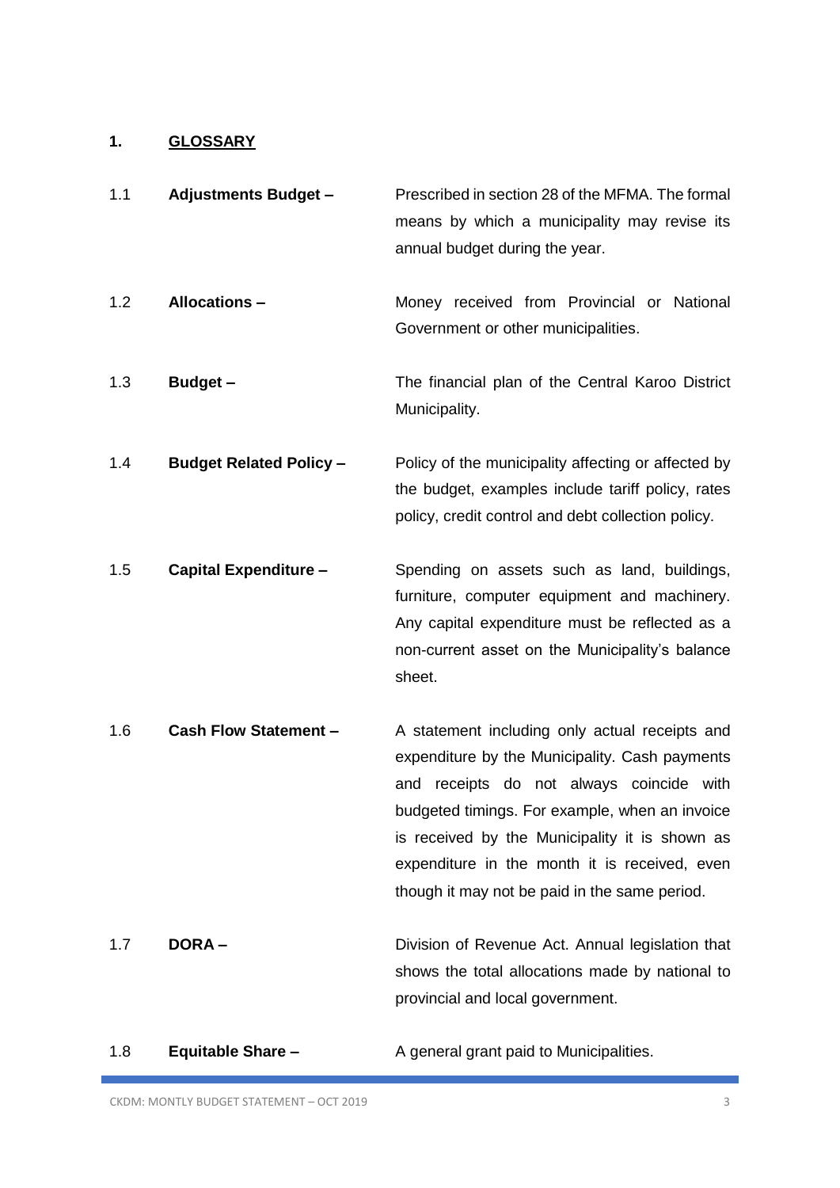## 1. GLOSSARY

| | | |
|---|---|---|
| 1.1 | **Adjustments Budget –** | Prescribed in section 28 of the MFMA. The formal means by which a municipality may revise its annual budget during the year. |
| 1.2 | **Allocations –** | Money received from Provincial or National Government or other municipalities. |
| 1.3 | **Budget –** | The financial plan of the Central Karoo District Municipality. |
| 1.4 | **Budget Related Policy –** | Policy of the municipality affecting or affected by the budget, examples include tariff policy, rates policy, credit control and debt collection policy. |
| 1.5 | **Capital Expenditure –** | Spending on assets such as land, buildings, furniture, computer equipment and machinery. Any capital expenditure must be reflected as a non-current asset on the Municipality's balance sheet. |
| 1.6 | **Cash Flow Statement –** | A statement including only actual receipts and expenditure by the Municipality. Cash payments and receipts do not always coincide with budgeted timings. For example, when an invoice is received by the Municipality it is shown as expenditure in the month it is received, even though it may not be paid in the same period. |
| 1.7 | **DORA –** | Division of Revenue Act. Annual legislation that shows the total allocations made by national to provincial and local government. |
| 1.8 | **Equitable Share –** | A general grant paid to Municipalities. |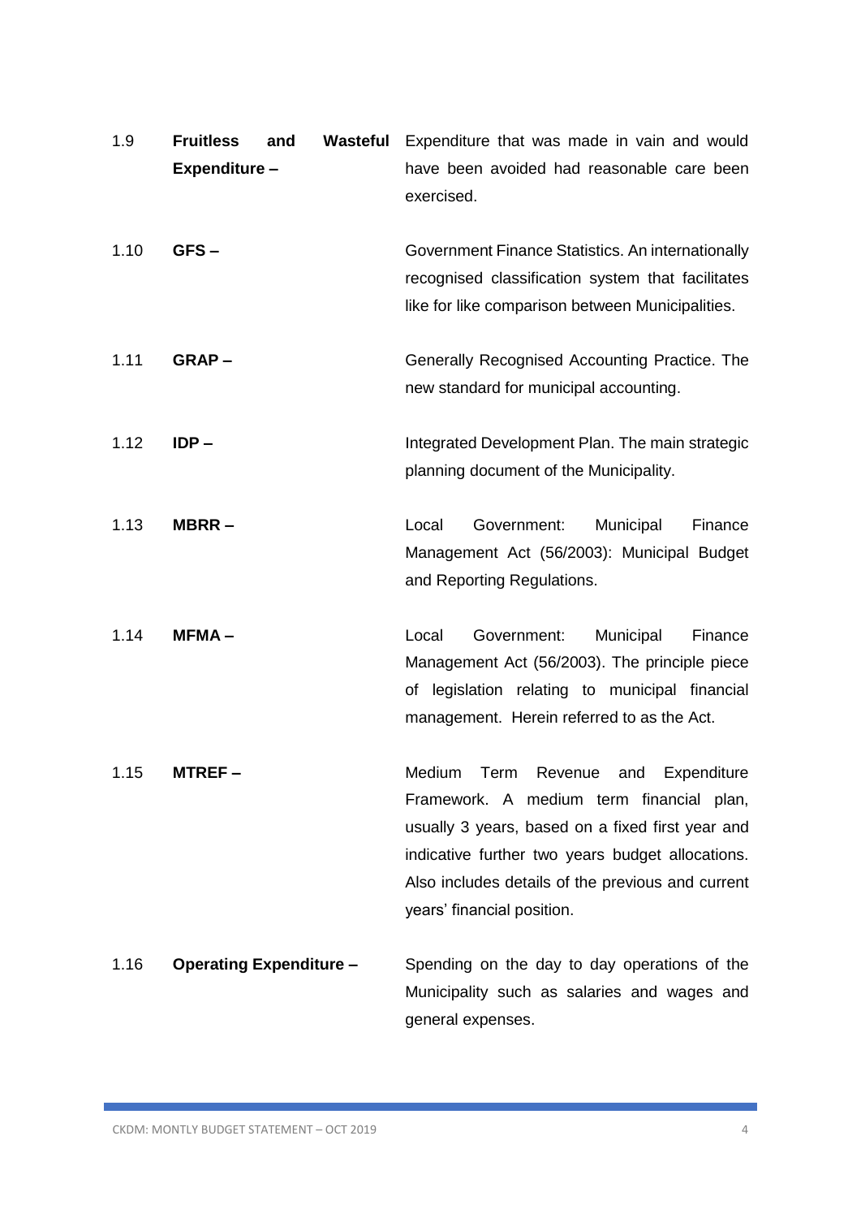1.9 **Fruitless and Wasteful Expenditure –** Expenditure that was made in vain and would have been avoided had reasonable care been exercised.

1.10 **GFS –** Government Finance Statistics. An internationally recognised classification system that facilitates like for like comparison between Municipalities.

1.11 **GRAP –** Generally Recognised Accounting Practice. The new standard for municipal accounting.

1.12 **IDP –** Integrated Development Plan. The main strategic planning document of the Municipality.

1.13 **MBRR –** Local Government: Municipal Finance Management Act (56/2003): Municipal Budget and Reporting Regulations.

1.14 **MFMA –** Local Government: Municipal Finance Management Act (56/2003). The principle piece of legislation relating to municipal financial management. Herein referred to as the Act.

1.15 **MTREF –** Medium Term Revenue and Expenditure Framework. A medium term financial plan, usually 3 years, based on a fixed first year and indicative further two years budget allocations. Also includes details of the previous and current years' financial position.

1.16 **Operating Expenditure –** Spending on the day to day operations of the Municipality such as salaries and wages and general expenses.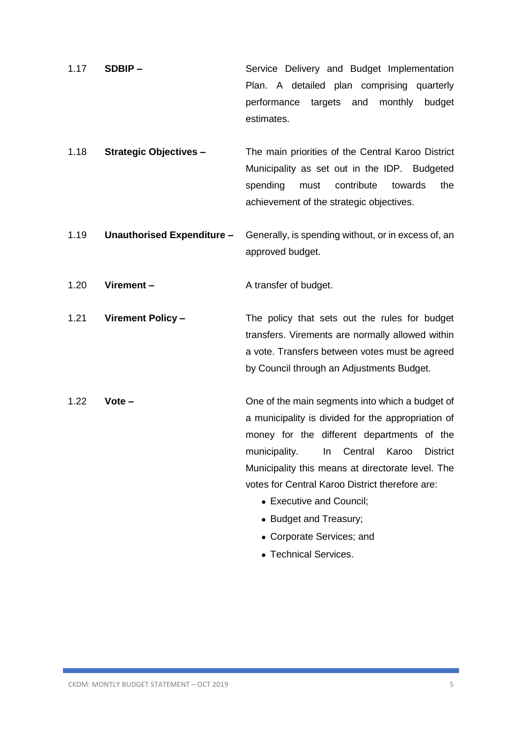1.17 **SDBIP –** Service Delivery and Budget Implementation Plan. A detailed plan comprising quarterly performance targets and monthly budget estimates.

1.18 **Strategic Objectives –** The main priorities of the Central Karoo District Municipality as set out in the IDP. Budgeted spending must contribute towards the achievement of the strategic objectives.

1.19 **Unauthorised Expenditure –** Generally, is spending without, or in excess of, an approved budget.

1.20 **Virement –** A transfer of budget.

1.21 **Virement Policy –** The policy that sets out the rules for budget transfers. Virements are normally allowed within a vote. Transfers between votes must be agreed by Council through an Adjustments Budget.

1.22 **Vote –** One of the main segments into which a budget of a municipality is divided for the appropriation of money for the different departments of the municipality. In Central Karoo District Municipality this means at directorate level. The votes for Central Karoo District therefore are:

- Executive and Council;
- Budget and Treasury;
- Corporate Services; and
- Technical Services.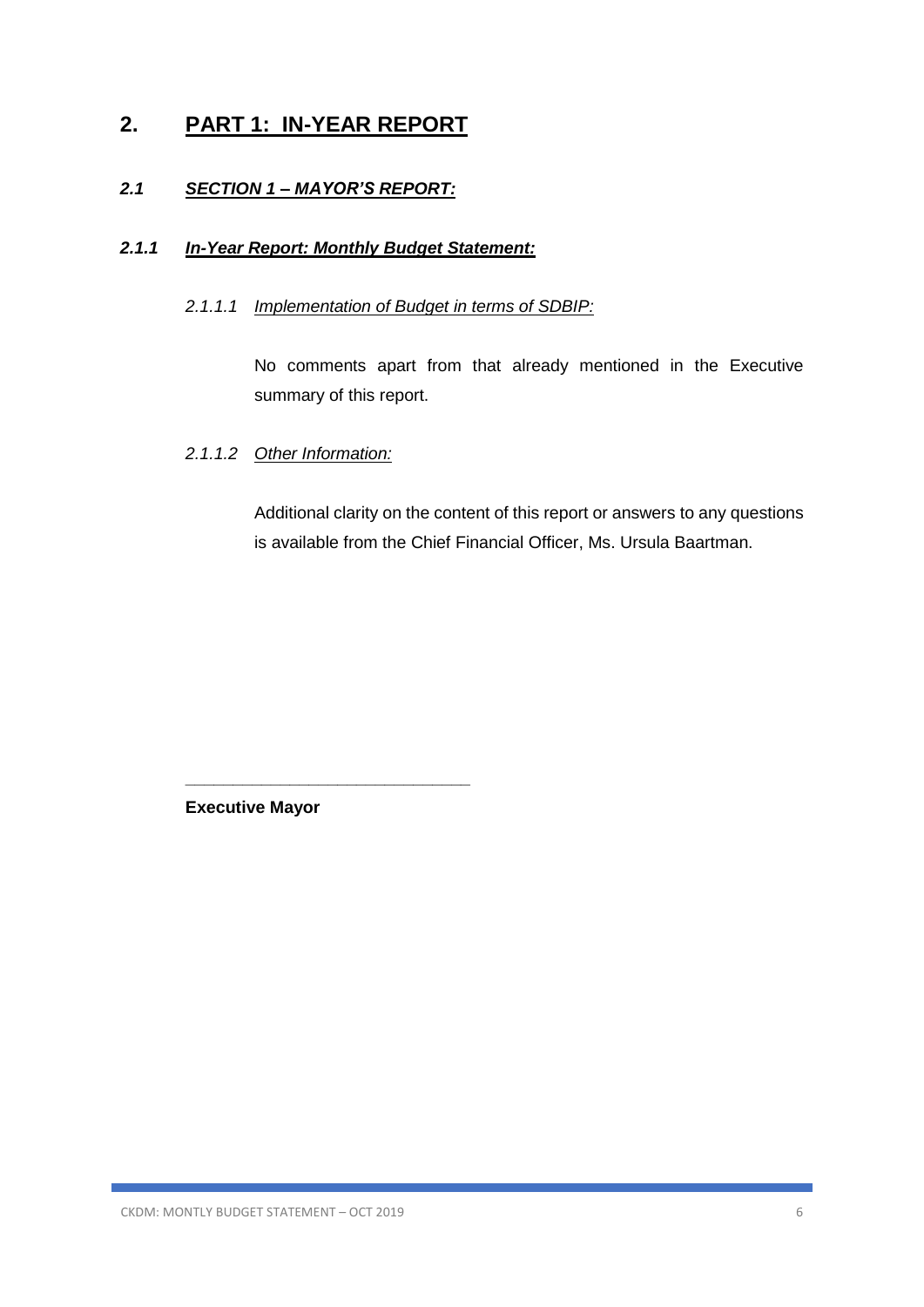# 2. PART 1: IN-YEAR REPORT

## *2.1 SECTION 1 – MAYOR'S REPORT:*

### *2.1.1 In-Year Report: Monthly Budget Statement:*

#### *2.1.1.1 Implementation of Budget in terms of SDBIP:*

No comments apart from that already mentioned in the Executive summary of this report.

#### *2.1.1.2 Other Information:*

Additional clarity on the content of this report or answers to any questions is available from the Chief Financial Officer, Ms. Ursula Baartman.

\_\_\_\_\_\_\_\_\_\_\_\_\_\_\_\_\_\_\_\_\_\_\_\_\_\_\_\_\_\_

**Executive Mayor**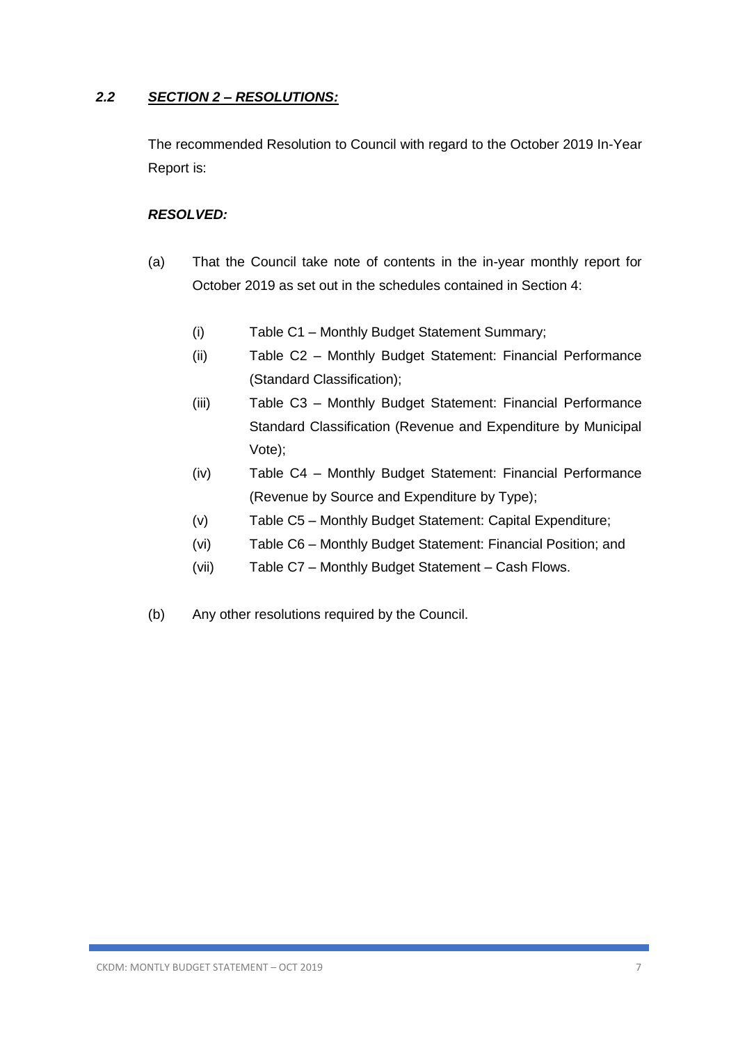## *2.2 SECTION 2 – RESOLUTIONS:*

The recommended Resolution to Council with regard to the October 2019 In-Year Report is:

***RESOLVED:***

(a) That the Council take note of contents in the in-year monthly report for October 2019 as set out in the schedules contained in Section 4:

- (i) Table C1 – Monthly Budget Statement Summary;
- (ii) Table C2 – Monthly Budget Statement: Financial Performance (Standard Classification);
- (iii) Table C3 – Monthly Budget Statement: Financial Performance Standard Classification (Revenue and Expenditure by Municipal Vote);
- (iv) Table C4 – Monthly Budget Statement: Financial Performance (Revenue by Source and Expenditure by Type);
- (v) Table C5 – Monthly Budget Statement: Capital Expenditure;
- (vi) Table C6 – Monthly Budget Statement: Financial Position; and
- (vii) Table C7 – Monthly Budget Statement – Cash Flows.

(b) Any other resolutions required by the Council.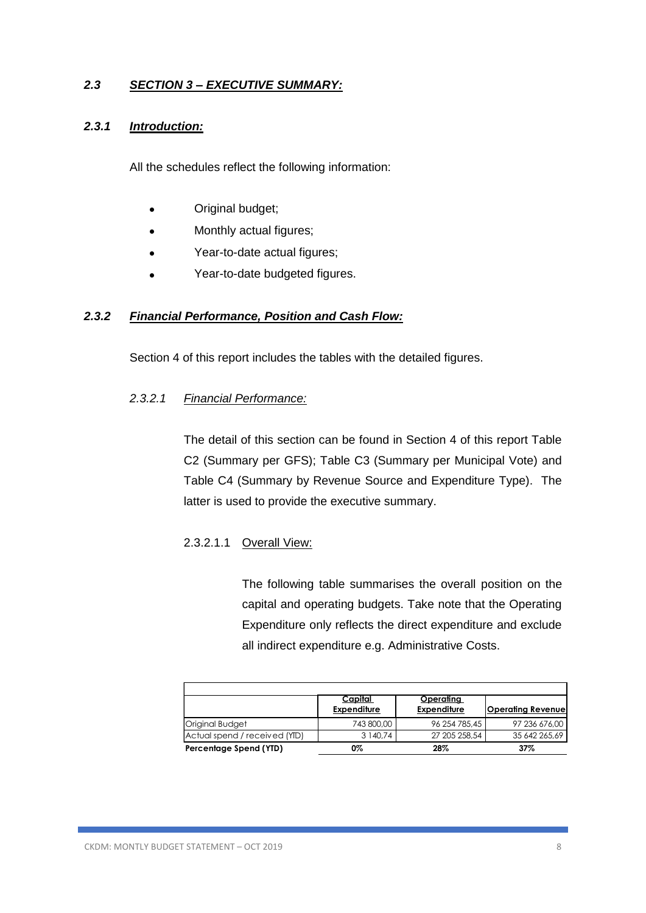## 2.3 SECTION 3 – EXECUTIVE SUMMARY:

### 2.3.1 Introduction:

All the schedules reflect the following information:

- Original budget;
- Monthly actual figures;
- Year-to-date actual figures;
- Year-to-date budgeted figures.

### 2.3.2 Financial Performance, Position and Cash Flow:

Section 4 of this report includes the tables with the detailed figures.

#### 2.3.2.1 Financial Performance:

The detail of this section can be found in Section 4 of this report Table C2 (Summary per GFS); Table C3 (Summary per Municipal Vote) and Table C4 (Summary by Revenue Source and Expenditure Type). The latter is used to provide the executive summary.

##### 2.3.2.1.1 Overall View:

The following table summarises the overall position on the capital and operating budgets. Take note that the Operating Expenditure only reflects the direct expenditure and exclude all indirect expenditure e.g. Administrative Costs.

| | Capital Expenditure | Operating Expenditure | Operating Revenue |
|---|---|---|---|
| Original Budget | 743 800,00 | 96 254 785,45 | 97 236 676,00 |
| Actual spend / received (YTD) | 3 140,74 | 27 205 258,54 | 35 642 265,69 |
| **Percentage Spend (YTD)** | **0%** | **28%** | **37%** |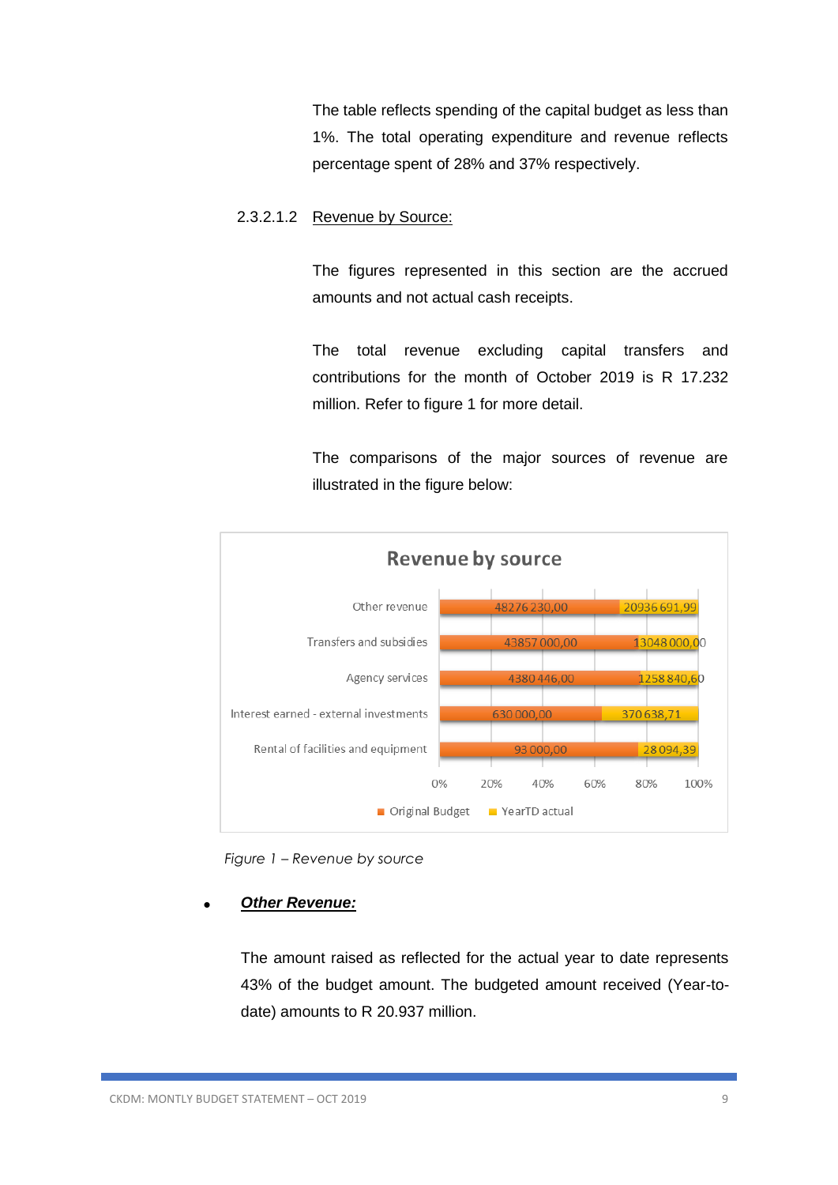The table reflects spending of the capital budget as less than 1%. The total operating expenditure and revenue reflects percentage spent of 28% and 37% respectively.

#### 2.3.2.1.2 Revenue by Source:

The figures represented in this section are the accrued amounts and not actual cash receipts.

The total revenue excluding capital transfers and contributions for the month of October 2019 is R 17.232 million. Refer to figure 1 for more detail.

The comparisons of the major sources of revenue are illustrated in the figure below:

**Revenue by source**

| Source | Original Budget | YearTD actual |
|---|---|---|
| Other revenue | 48276 230,00 | 20936 691,99 |
| Transfers and subsidies | 43857 000,00 | 13048 000,00 |
| Agency services | 4380 446,00 | 1258 840,60 |
| Interest earned - external investments | 630 000,00 | 370 638,71 |
| Rental of facilities and equipment | 93 000,00 | 28 094,39 |

*Figure 1 – Revenue by source*

- ***Other Revenue:***

The amount raised as reflected for the actual year to date represents 43% of the budget amount. The budgeted amount received (Year-to-date) amounts to R 20.937 million.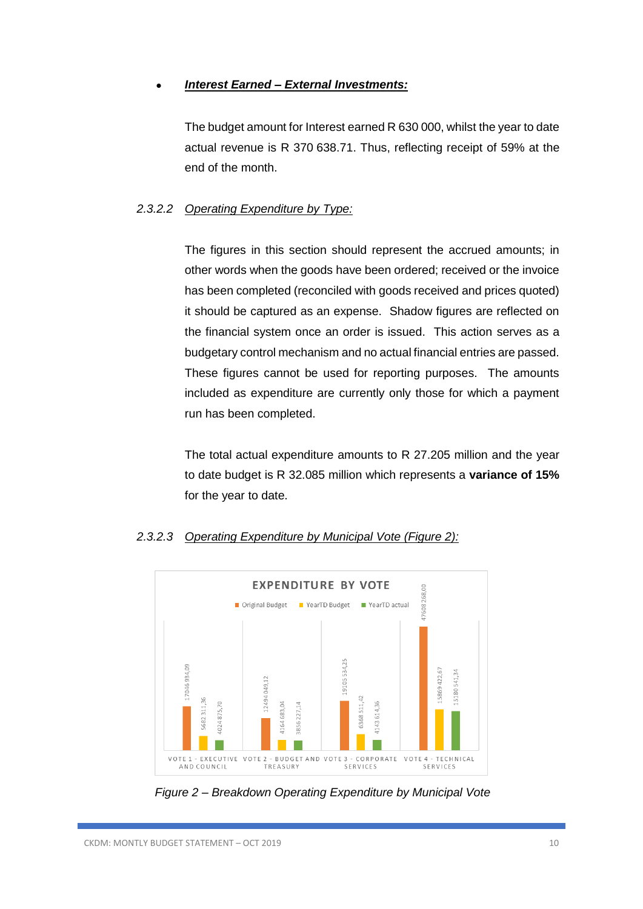- ***Interest Earned – External Investments:***

  The budget amount for Interest earned R 630 000, whilst the year to date actual revenue is R 370 638.71. Thus, reflecting receipt of 59% at the end of the month.

#### 2.3.2.2 Operating Expenditure by Type:

The figures in this section should represent the accrued amounts; in other words when the goods have been ordered; received or the invoice has been completed (reconciled with goods received and prices quoted) it should be captured as an expense. Shadow figures are reflected on the financial system once an order is issued. This action serves as a budgetary control mechanism and no actual financial entries are passed. These figures cannot be used for reporting purposes. The amounts included as expenditure are currently only those for which a payment run has been completed.

The total actual expenditure amounts to R 27.205 million and the year to date budget is R 32.085 million which represents a **variance of 15%** for the year to date.

#### 2.3.2.3 Operating Expenditure by Municipal Vote (Figure 2):

**EXPENDITURE BY VOTE**

| Vote | Original Budget | YearTD Budget | YearTD actual |
|---|---|---|---|
| VOTE 1 - EXECUTIVE AND COUNCIL | 17046 934,09 | 5682 311,36 | 4024 875,70 |
| VOTE 2 - BUDGET AND TREASURY | 12494 049,12 | 4164 683,04 | 3856 227,14 |
| VOTE 3 - CORPORATE SERVICES | 19105 534,25 | 6368 511,42 | 4143 614,36 |
| VOTE 4 - TECHNICAL SERVICES | 47608 268,00 | 15869 422,67 | 15180 541,34 |

*Figure 2 – Breakdown Operating Expenditure by Municipal Vote*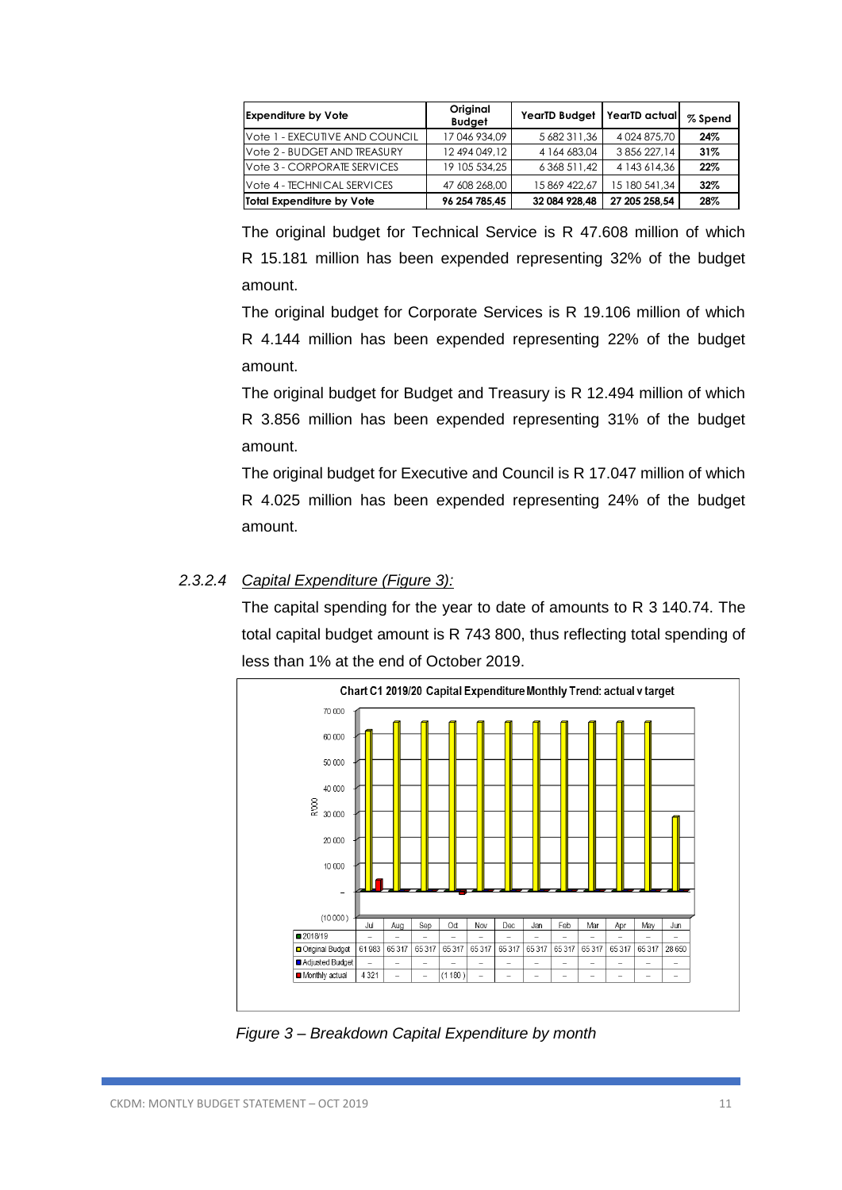| Expenditure by Vote | Original Budget | YearTD Budget | YearTD actual | % Spend |
|---|---|---|---|---|
| Vote 1 - EXECUTIVE AND COUNCIL | 17 046 934,09 | 5 682 311,36 | 4 024 875,70 | 24% |
| Vote 2 - BUDGET AND TREASURY | 12 494 049,12 | 4 164 683,04 | 3 856 227,14 | 31% |
| Vote 3 - CORPORATE SERVICES | 19 105 534,25 | 6 368 511,42 | 4 143 614,36 | 22% |
| Vote 4 - TECHNICAL SERVICES | 47 608 268,00 | 15 869 422,67 | 15 180 541,34 | 32% |
| **Total Expenditure by Vote** | **96 254 785,45** | **32 084 928,48** | **27 205 258,54** | **28%** |

The original budget for Technical Service is R 47.608 million of which R 15.181 million has been expended representing 32% of the budget amount.

The original budget for Corporate Services is R 19.106 million of which R 4.144 million has been expended representing 22% of the budget amount.

The original budget for Budget and Treasury is R 12.494 million of which R 3.856 million has been expended representing 31% of the budget amount.

The original budget for Executive and Council is R 17.047 million of which R 4.025 million has been expended representing 24% of the budget amount.

#### 2.3.2.4 *Capital Expenditure (Figure 3):*

The capital spending for the year to date of amounts to R 3 140.74. The total capital budget amount is R 743 800, thus reflecting total spending of less than 1% at the end of October 2019.

**Chart C1 2019/20 Capital Expenditure Monthly Trend: actual v target**

| | Jul | Aug | Sep | Oct | Nov | Dec | Jan | Feb | Mar | Apr | May | Jun |
|---|---|---|---|---|---|---|---|---|---|---|---|---|
| 2018/19 | – | – | – | – | – | – | – | – | – | – | – | – |
| Original Budget | 61 983 | 65 317 | 65 317 | 65 317 | 65 317 | 65 317 | 65 317 | 65 317 | 65 317 | 65 317 | 65 317 | 28 650 |
| Adjusted Budget | – | – | – | – | – | – | – | – | – | – | – | – |
| Monthly actual | 4 321 | – | – | (1 180) | – | – | – | – | – | – | – | – |

*Figure 3 – Breakdown Capital Expenditure by month*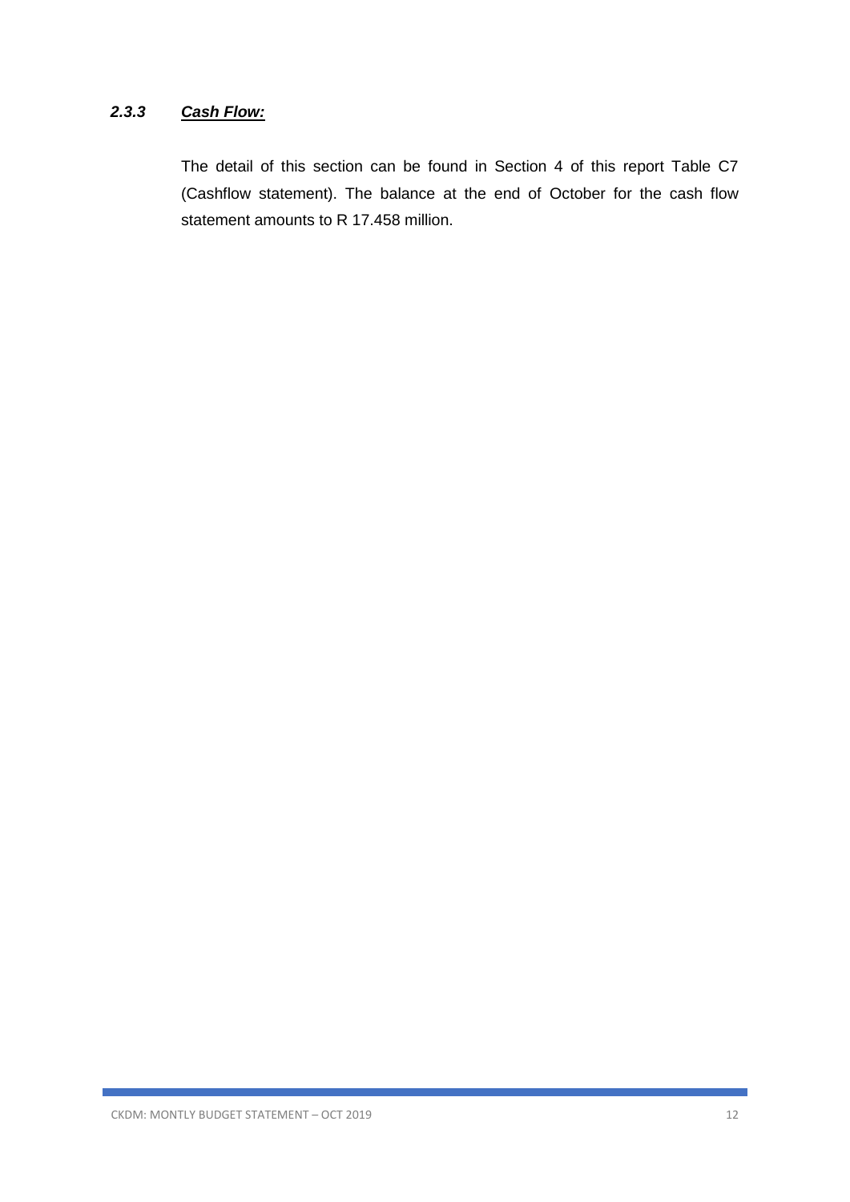#### *2.3.3 Cash Flow:*

The detail of this section can be found in Section 4 of this report Table C7 (Cashflow statement). The balance at the end of October for the cash flow statement amounts to R 17.458 million.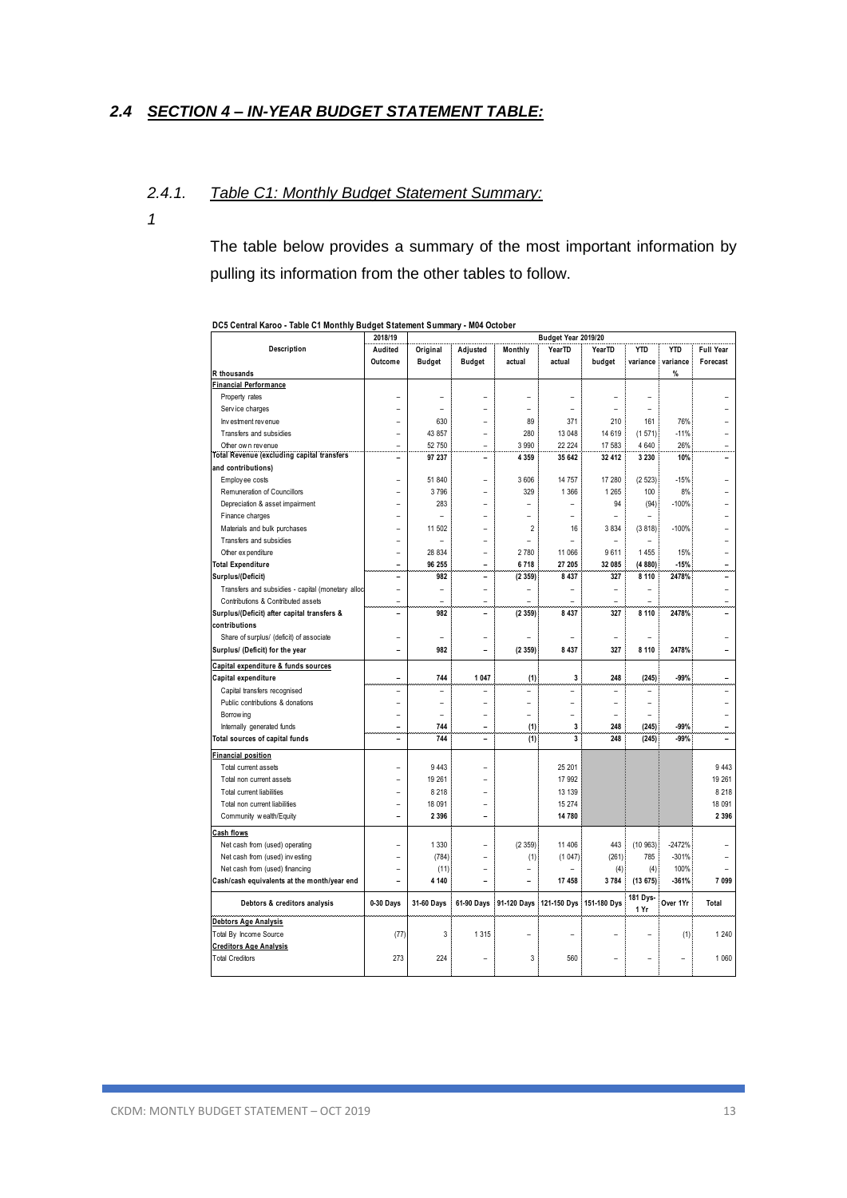## 2.4 SECTION 4 – IN-YEAR BUDGET STATEMENT TABLE:

### 2.4.1. Table C1: Monthly Budget Statement Summary:

*1*

The table below provides a summary of the most important information by pulling its information from the other tables to follow.

**DC5 Central Karoo - Table C1 Monthly Budget Statement Summary - M04 October**

| Description | 2018/19 | Budget Year 2019/20 | | | | | | | |
|---|---|---|---|---|---|---|---|---|---|
| | Audited Outcome | Original Budget | Adjusted Budget | Monthly actual | YearTD actual | YearTD budget | YTD variance | YTD variance | Full Year Forecast |
| R thousands | | | | | | | | % | |
| **Financial Performance** | | | | | | | | | |
| Property rates | – | – | – | – | – | – | – | | – |
| Service charges | – | – | – | – | – | – | – | | – |
| Investment revenue | – | 630 | – | 89 | 371 | 210 | 161 | 76% | – |
| Transfers and subsidies | – | 43 857 | – | 280 | 13 048 | 14 619 | (1 571) | -11% | – |
| Other own revenue | – | 52 750 | – | 3 990 | 22 224 | 17 583 | 4 640 | 26% | – |
| **Total Revenue (excluding capital transfers and contributions)** | – | 97 237 | – | 4 359 | 35 642 | 32 412 | 3 230 | 10% | – |
| Employee costs | – | 51 840 | – | 3 606 | 14 757 | 17 280 | (2 523) | -15% | – |
| Remuneration of Councillors | – | 3 796 | – | 329 | 1 366 | 1 265 | 100 | 8% | – |
| Depreciation & asset impairment | – | 283 | – | – | – | 94 | (94) | -100% | – |
| Finance charges | – | – | – | – | – | – | – | | – |
| Materials and bulk purchases | – | 11 502 | – | 2 | 16 | 3 834 | (3 818) | -100% | – |
| Transfers and subsidies | – | – | – | – | – | – | – | | – |
| Other expenditure | – | 28 834 | – | 2 780 | 11 066 | 9 611 | 1 455 | 15% | – |
| **Total Expenditure** | – | 96 255 | – | 6 718 | 27 205 | 32 085 | (4 880) | -15% | – |
| **Surplus/(Deficit)** | – | 982 | – | (2 359) | 8 437 | 327 | 8 110 | 2478% | – |
| Transfers and subsidies - capital (monetary alloc | – | – | – | – | – | – | – | | – |
| Contributions & Contributed assets | – | – | – | – | – | – | – | | – |
| **Surplus/(Deficit) after capital transfers & contributions** | – | 982 | – | (2 359) | 8 437 | 327 | 8 110 | 2478% | – |
| Share of surplus/ (deficit) of associate | – | – | – | – | – | – | – | | – |
| **Surplus/ (Deficit) for the year** | – | 982 | – | (2 359) | 8 437 | 327 | 8 110 | 2478% | – |
| **Capital expenditure & funds sources** | | | | | | | | | |
| **Capital expenditure** | – | 744 | 1 047 | (1) | 3 | 248 | (245) | -99% | – |
| Capital transfers recognised | – | – | – | – | – | – | – | | – |
| Public contributions & donations | – | – | – | – | – | – | – | | – |
| Borrowing | – | – | – | – | – | – | – | | – |
| Internally generated funds | – | 744 | – | (1) | 3 | 248 | (245) | -99% | – |
| **Total sources of capital funds** | – | 744 | – | (1) | 3 | 248 | (245) | -99% | – |
| **Financial position** | | | | | | | | | |
| Total current assets | – | 9 443 | – | | 25 201 | | | | 9 443 |
| Total non current assets | – | 19 261 | – | | 17 992 | | | | 19 261 |
| Total current liabilities | – | 8 218 | – | | 13 139 | | | | 8 218 |
| Total non current liabilities | – | 18 091 | – | | 15 274 | | | | 18 091 |
| Community wealth/Equity | – | 2 396 | – | | 14 780 | | | | 2 396 |
| **Cash flows** | | | | | | | | | |
| Net cash from (used) operating | – | 1 330 | – | (2 359) | 11 406 | 443 | (10 963) | -2472% | – |
| Net cash from (used) investing | – | (784) | – | (1) | (1 047) | (261) | 785 | -301% | – |
| Net cash from (used) financing | – | (11) | – | – | – | (4) | (4) | 100% | – |
| **Cash/cash equivalents at the month/year end** | – | 4 140 | – | – | 17 458 | 3 784 | (13 675) | -361% | 7 099 |

| Debtors & creditors analysis | 0-30 Days | 31-60 Days | 61-90 Days | 91-120 Days | 121-150 Dys | 151-180 Dys | 181 Dys-1 Yr | Over 1Yr | Total |
|---|---|---|---|---|---|---|---|---|---|
| **Debtors Age Analysis** | | | | | | | | | |
| Total By Income Source | (77) | 3 | 1 315 | – | – | – | – | (1) | 1 240 |
| **Creditors Age Analysis** | | | | | | | | | |
| Total Creditors | 273 | 224 | – | 3 | 560 | – | – | – | 1 060 |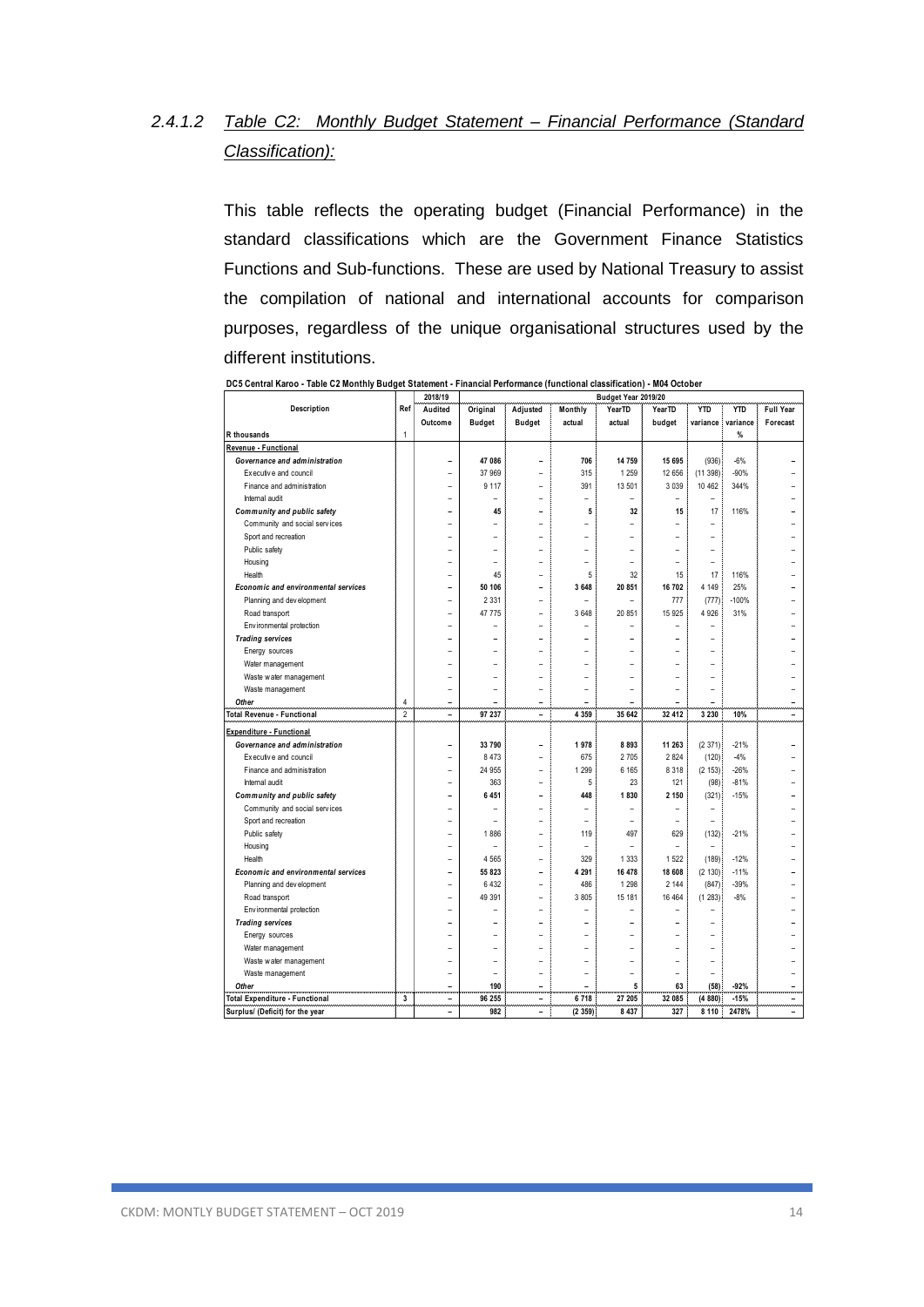### 2.4.1.2 *Table C2: Monthly Budget Statement – Financial Performance (Standard Classification):*

This table reflects the operating budget (Financial Performance) in the standard classifications which are the Government Finance Statistics Functions and Sub-functions. These are used by National Treasury to assist the compilation of national and international accounts for comparison purposes, regardless of the unique organisational structures used by the different institutions.

**DC5 Central Karoo - Table C2 Monthly Budget Statement - Financial Performance (functional classification) - M04 October**

| Description | Ref | 2018/19 | Budget Year 2019/20 | | | | | | | |
|---|---|---|---|---|---|---|---|---|---|---|
| | | Audited Outcome | Original Budget | Adjusted Budget | Monthly actual | YearTD actual | YearTD budget | YTD variance | YTD variance | Full Year Forecast |
| R thousands | 1 | | | | | | | | % | |
| **Revenue - Functional** | | | | | | | | | | |
| ***Governance and administration*** | | – | 47 086 | – | 706 | 14 759 | 15 695 | (936) | -6% | – |
| Executive and council | | – | 37 969 | – | 315 | 1 259 | 12 656 | (11 398) | -90% | – |
| Finance and administration | | – | 9 117 | – | 391 | 13 501 | 3 039 | 10 462 | 344% | – |
| Internal audit | | – | – | – | – | – | – | – | | – |
| ***Community and public safety*** | | – | 45 | – | 5 | 32 | 15 | 17 | 116% | – |
| Community and social services | | – | – | – | – | – | – | – | | – |
| Sport and recreation | | – | – | – | – | – | – | – | | – |
| Public safety | | – | – | – | – | – | – | – | | – |
| Housing | | – | – | – | – | – | – | – | | – |
| Health | | – | 45 | – | 5 | 32 | 15 | 17 | 116% | – |
| ***Economic and environmental services*** | | – | 50 106 | – | 3 648 | 20 851 | 16 702 | 4 149 | 25% | – |
| Planning and development | | – | 2 331 | – | – | – | 777 | (777) | -100% | – |
| Road transport | | – | 47 775 | – | 3 648 | 20 851 | 15 925 | 4 926 | 31% | – |
| Environmental protection | | – | – | – | – | – | – | – | | – |
| ***Trading services*** | | – | – | – | – | – | – | – | | – |
| Energy sources | | – | – | – | – | – | – | – | | – |
| Water management | | – | – | – | – | – | – | – | | – |
| Waste water management | | – | – | – | – | – | – | – | | – |
| Waste management | | – | – | – | – | – | – | – | | – |
| ***Other*** | 4 | – | – | – | – | – | – | – | | – |
| **Total Revenue - Functional** | 2 | – | 97 237 | – | 4 359 | 35 642 | 32 412 | 3 230 | 10% | – |
| **Expenditure - Functional** | | | | | | | | | | |
| ***Governance and administration*** | | – | 33 790 | – | 1 978 | 8 893 | 11 263 | (2 371) | -21% | – |
| Executive and council | | – | 8 473 | – | 675 | 2 705 | 2 824 | (120) | -4% | – |
| Finance and administration | | – | 24 955 | – | 1 299 | 6 165 | 8 318 | (2 153) | -26% | – |
| Internal audit | | – | 363 | – | 5 | 23 | 121 | (98) | -81% | – |
| ***Community and public safety*** | | – | 6 451 | – | 448 | 1 830 | 2 150 | (321) | -15% | – |
| Community and social services | | – | – | – | – | – | – | – | | – |
| Sport and recreation | | – | – | – | – | – | – | – | | – |
| Public safety | | – | 1 886 | – | 119 | 497 | 629 | (132) | -21% | – |
| Housing | | – | – | – | – | – | – | – | | – |
| Health | | – | 4 565 | – | 329 | 1 333 | 1 522 | (189) | -12% | – |
| ***Economic and environmental services*** | | – | 55 823 | – | 4 291 | 16 478 | 18 608 | (2 130) | -11% | – |
| Planning and development | | – | 6 432 | – | 486 | 1 298 | 2 144 | (847) | -39% | – |
| Road transport | | – | 49 391 | – | 3 805 | 15 181 | 16 464 | (1 283) | -8% | – |
| Environmental protection | | – | – | – | – | – | – | – | | – |
| ***Trading services*** | | – | – | – | – | – | – | – | | – |
| Energy sources | | – | – | – | – | – | – | – | | – |
| Water management | | – | – | – | – | – | – | – | | – |
| Waste water management | | – | – | – | – | – | – | – | | – |
| Waste management | | – | – | – | – | – | – | – | | – |
| ***Other*** | | – | 190 | – | – | 5 | 63 | (58) | -92% | – |
| **Total Expenditure - Functional** | 3 | – | 96 255 | – | 6 718 | 27 205 | 32 085 | (4 880) | -15% | – |
| **Surplus/ (Deficit) for the year** | | – | 982 | – | (2 359) | 8 437 | 327 | 8 110 | 2478% | – |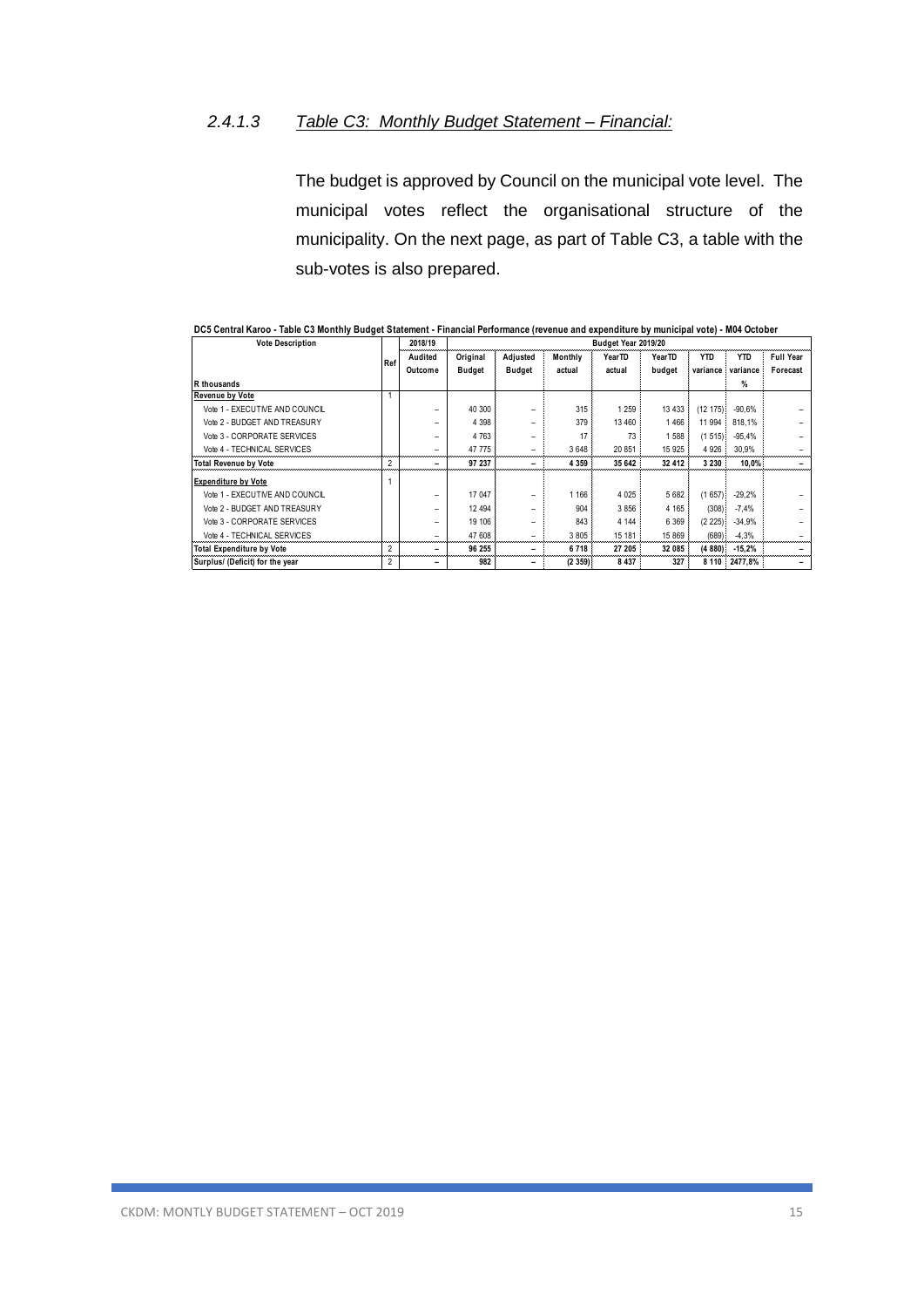### 2.4.1.3 *Table C3: Monthly Budget Statement – Financial:*

The budget is approved by Council on the municipal vote level. The municipal votes reflect the organisational structure of the municipality. On the next page, as part of Table C3, a table with the sub-votes is also prepared.

**DC5 Central Karoo - Table C3 Monthly Budget Statement - Financial Performance (revenue and expenditure by municipal vote) - M04 October**

| Vote Description | Ref | 2018/19 | Budget Year 2019/20 | | | | | | | |
|---|---|---|---|---|---|---|---|---|---|---|
| | | Audited Outcome | Original Budget | Adjusted Budget | Monthly actual | YearTD actual | YearTD budget | YTD variance | YTD variance | Full Year Forecast |
| R thousands | | | | | | | | | % | |
| **Revenue by Vote** | 1 | | | | | | | | | |
| Vote 1 - EXECUTIVE AND COUNCIL | | – | 40 300 | – | 315 | 1 259 | 13 433 | (12 175) | -90,6% | – |
| Vote 2 - BUDGET AND TREASURY | | – | 4 398 | – | 379 | 13 460 | 1 466 | 11 994 | 818,1% | – |
| Vote 3 - CORPORATE SERVICES | | – | 4 763 | – | 17 | 73 | 1 588 | (1 515) | -95,4% | – |
| Vote 4 - TECHNICAL SERVICES | | – | 47 775 | – | 3 648 | 20 851 | 15 925 | 4 926 | 30,9% | – |
| **Total Revenue by Vote** | 2 | – | 97 237 | – | 4 359 | 35 642 | 32 412 | 3 230 | 10,0% | – |
| **Expenditure by Vote** | 1 | | | | | | | | | |
| Vote 1 - EXECUTIVE AND COUNCIL | | – | 17 047 | – | 1 166 | 4 025 | 5 682 | (1 657) | -29,2% | – |
| Vote 2 - BUDGET AND TREASURY | | – | 12 494 | – | 904 | 3 856 | 4 165 | (308) | -7,4% | – |
| Vote 3 - CORPORATE SERVICES | | – | 19 106 | – | 843 | 4 144 | 6 369 | (2 225) | -34,9% | – |
| Vote 4 - TECHNICAL SERVICES | | – | 47 608 | – | 3 805 | 15 181 | 15 869 | (689) | -4,3% | – |
| **Total Expenditure by Vote** | 2 | – | 96 255 | – | 6 718 | 27 205 | 32 085 | (4 880) | -15,2% | – |
| **Surplus/ (Deficit) for the year** | 2 | – | 982 | – | (2 359) | 8 437 | 327 | 8 110 | 2477,8% | – |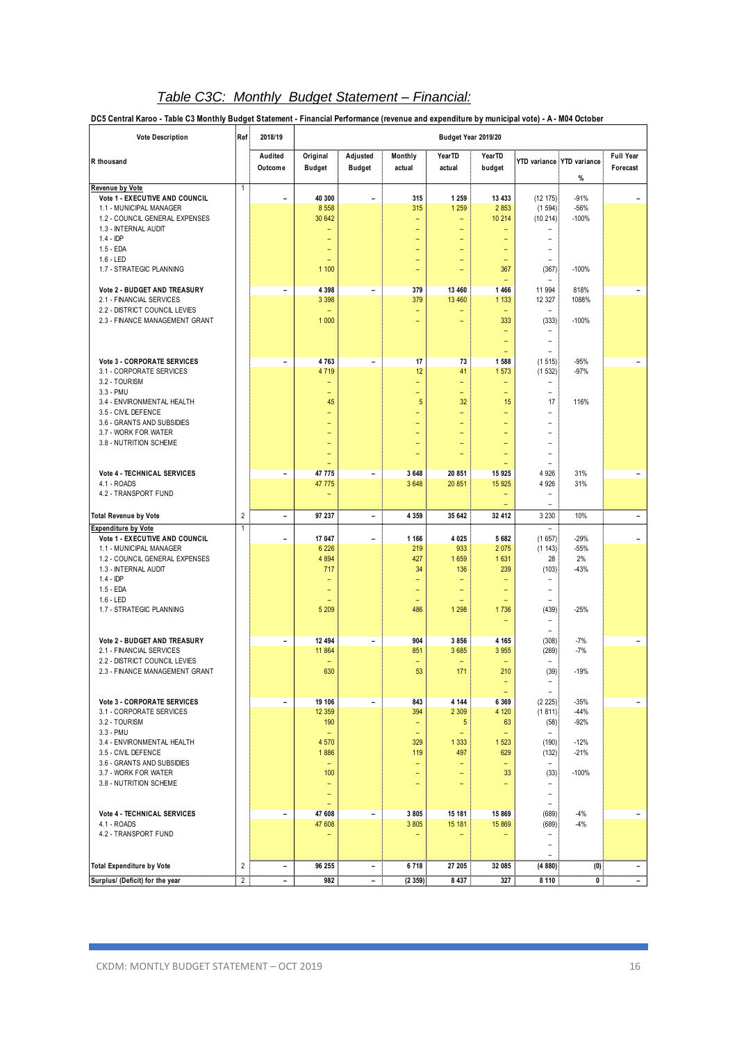## *Table C3C: Monthly Budget Statement – Financial:*

**DC5 Central Karoo - Table C3 Monthly Budget Statement - Financial Performance (revenue and expenditure by municipal vote) - A - M04 October**

| Vote Description | Ref | 2018/19 | Budget Year 2019/20 | | | | | | | |
|---|---|---|---|---|---|---|---|---|---|---|
| R thousand | | Audited Outcome | Original Budget | Adjusted Budget | Monthly actual | YearTD actual | YearTD budget | YTD variance | YTD variance % | Full Year Forecast |
| **Revenue by Vote** | 1 | | | | | | | | | |
| **Vote 1 - EXECUTIVE AND COUNCIL** | | – | 40 300 | – | 315 | 1 259 | 13 433 | (12 175) | -91% | – |
| 1.1 - MUNICIPAL MANAGER | | | 8 558 | | 315 | 1 259 | 2 853 | (1 594) | -56% | |
| 1.2 - COUNCIL GENERAL EXPENSES | | | 30 642 | | – | – | 10 214 | (10 214) | -100% | |
| 1.3 - INTERNAL AUDIT | | | – | | – | – | – | – | | |
| 1.4 - IDP | | | – | | – | – | – | – | | |
| 1.5 - EDA | | | – | | – | – | – | – | | |
| 1.6 - LED | | | – | | – | – | – | – | | |
| 1.7 - STRATEGIC PLANNING | | | 1 100 | | – | – | 367 | (367) | -100% | |
| | | | | | | | – | – | | |
| **Vote 2 - BUDGET AND TREASURY** | | – | 4 398 | – | 379 | 13 460 | 1 466 | 11 994 | 818% | – |
| 2.1 - FINANCIAL SERVICES | | | 3 398 | | 379 | 13 460 | 1 133 | 12 327 | 1088% | |
| 2.2 - DISTRICT COUNCIL LEVIES | | | – | | – | – | – | – | | |
| 2.3 - FINANCE MANAGEMENT GRANT | | | 1 000 | | – | – | 333 | (333) | -100% | |
| | | | | | | | – | – | | |
| | | | | | | | – | – | | |
| | | | | | | | – | – | | |
| **Vote 3 - CORPORATE SERVICES** | | – | 4 763 | – | 17 | 73 | 1 588 | (1 515) | -95% | – |
| 3.1 - CORPORATE SERVICES | | | 4 719 | | 12 | 41 | 1 573 | (1 532) | -97% | |
| 3.2 - TOURISM | | | – | | – | – | – | – | | |
| 3.3 - PMU | | | – | | – | – | – | – | | |
| 3.4 - ENVIRONMENTAL HEALTH | | | 45 | | 5 | 32 | 15 | 17 | 116% | |
| 3.5 - CIVIL DEFENCE | | | – | | – | – | – | – | | |
| 3.6 - GRANTS AND SUBSIDIES | | | – | | – | – | – | – | | |
| 3.7 - WORK FOR WATER | | | – | | – | – | – | – | | |
| 3.8 - NUTRITION SCHEME | | | – | | – | – | – | – | | |
| | | | – | | – | – | – | – | | |
| | | | – | | | | – | – | | |
| **Vote 4 - TECHNICAL SERVICES** | | – | 47 775 | – | 3 648 | 20 851 | 15 925 | 4 926 | 31% | – |
| 4.1 - ROADS | | | 47 775 | | 3 648 | 20 851 | 15 925 | 4 926 | 31% | |
| 4.2 - TRANSPORT FUND | | | – | | | | – | – | | |
| | | | | | | | – | – | | |
| **Total Revenue by Vote** | 2 | – | 97 237 | – | 4 359 | 35 642 | 32 412 | 3 230 | 10% | – |
| **Expenditure by Vote** | 1 | | | | | | | – | | |
| **Vote 1 - EXECUTIVE AND COUNCIL** | | – | 17 047 | – | 1 166 | 4 025 | 5 682 | (1 657) | -29% | – |
| 1.1 - MUNICIPAL MANAGER | | | 6 226 | | 219 | 933 | 2 075 | (1 143) | -55% | |
| 1.2 - COUNCIL GENERAL EXPENSES | | | 4 894 | | 427 | 1 659 | 1 631 | 28 | 2% | |
| 1.3 - INTERNAL AUDIT | | | 717 | | 34 | 136 | 239 | (103) | -43% | |
| 1.4 - IDP | | | – | | – | – | – | – | | |
| 1.5 - EDA | | | – | | – | – | – | – | | |
| 1.6 - LED | | | – | | – | – | – | – | | |
| 1.7 - STRATEGIC PLANNING | | | 5 209 | | 486 | 1 298 | 1 736 | (439) | -25% | |
| | | | | | | | – | – | | |
| | | | | | | | | – | | |
| **Vote 2 - BUDGET AND TREASURY** | | – | 12 494 | – | 904 | 3 856 | 4 165 | (308) | -7% | – |
| 2.1 - FINANCIAL SERVICES | | | 11 864 | | 851 | 3 685 | 3 955 | (269) | -7% | |
| 2.2 - DISTRICT COUNCIL LEVIES | | | – | | – | – | – | – | | |
| 2.3 - FINANCE MANAGEMENT GRANT | | | 630 | | 53 | 171 | 210 | (39) | -19% | |
| | | | | | | | – | – | | |
| | | | | | | | – | – | | |
| **Vote 3 - CORPORATE SERVICES** | | – | 19 106 | – | 843 | 4 144 | 6 369 | (2 225) | -35% | – |
| 3.1 - CORPORATE SERVICES | | | 12 359 | | 394 | 2 309 | 4 120 | (1 811) | -44% | |
| 3.2 - TOURISM | | | 190 | | – | 5 | 63 | (58) | -92% | |
| 3.3 - PMU | | | – | | – | – | – | – | | |
| 3.4 - ENVIRONMENTAL HEALTH | | | 4 570 | | 329 | 1 333 | 1 523 | (190) | -12% | |
| 3.5 - CIVIL DEFENCE | | | 1 886 | | 119 | 497 | 629 | (132) | -21% | |
| 3.6 - GRANTS AND SUBSIDIES | | | – | | – | – | – | – | | |
| 3.7 - WORK FOR WATER | | | 100 | | – | – | 33 | (33) | -100% | |
| 3.8 - NUTRITION SCHEME | | | – | | – | – | – | – | | |
| | | | – | | | | | – | | |
| | | | – | | | | | – | | |
| **Vote 4 - TECHNICAL SERVICES** | | – | 47 608 | – | 3 805 | 15 181 | 15 869 | (689) | -4% | – |
| 4.1 - ROADS | | | 47 608 | | 3 805 | 15 181 | 15 869 | (689) | -4% | |
| 4.2 - TRANSPORT FUND | | | – | | – | – | – | – | | |
| | | | | | | | | – | | |
| | | | | | | | | – | | |
| **Total Expenditure by Vote** | 2 | – | 96 255 | – | 6 718 | 27 205 | 32 085 | (4 880) | (0) | – |
| **Surplus/ (Deficit) for the year** | 2 | – | 982 | – | (2 359) | 8 437 | 327 | 8 110 | 0 | – |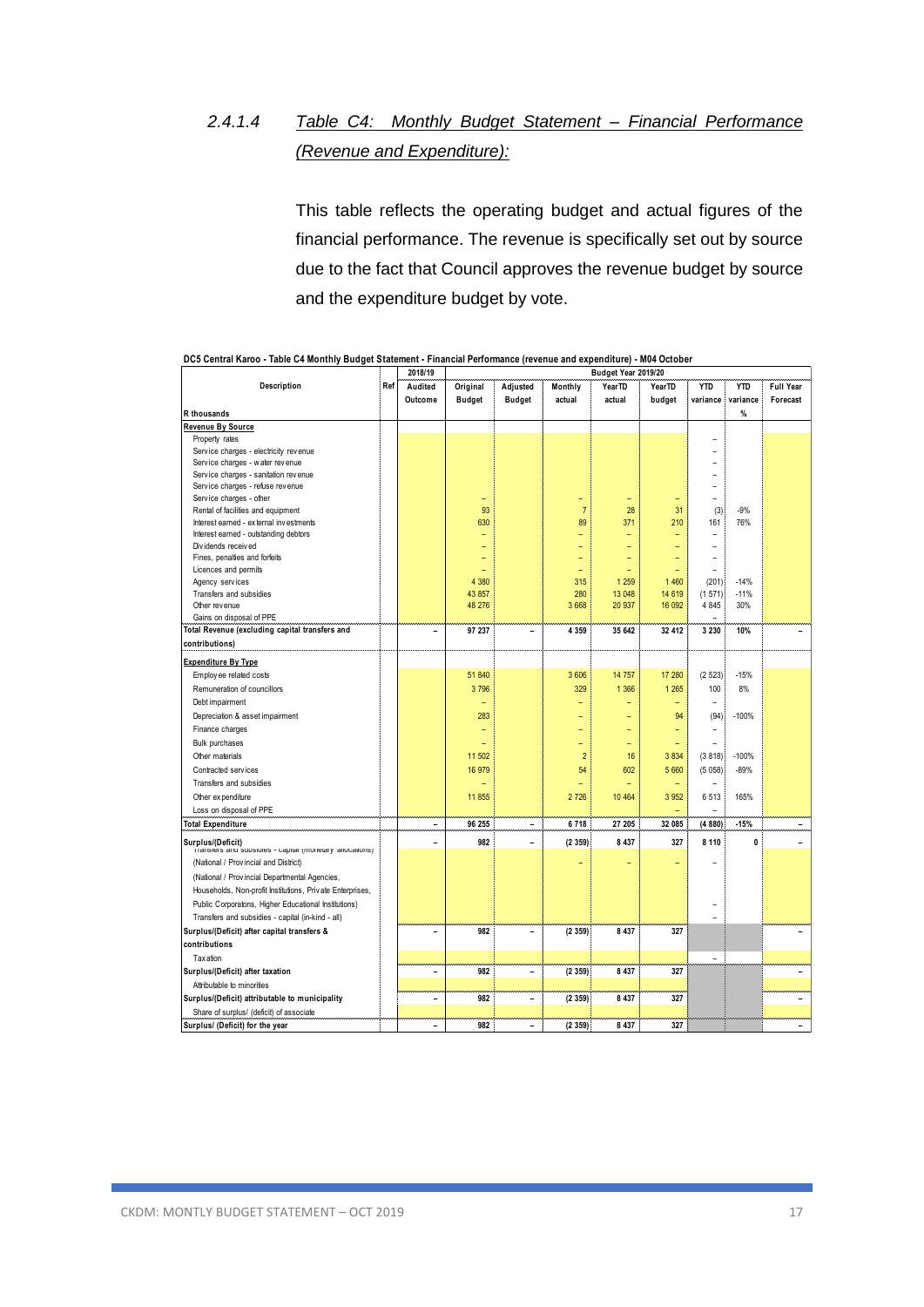### 2.4.1.4 *Table C4: Monthly Budget Statement – Financial Performance (Revenue and Expenditure):*

This table reflects the operating budget and actual figures of the financial performance. The revenue is specifically set out by source due to the fact that Council approves the revenue budget by source and the expenditure budget by vote.

**DC5 Central Karoo - Table C4 Monthly Budget Statement - Financial Performance (revenue and expenditure) - M04 October**

| Description | Ref | 2018/19 | Budget Year 2019/20 | | | | | | | |
|---|---|---|---|---|---|---|---|---|---|---|
| | | Audited Outcome | Original Budget | Adjusted Budget | Monthly actual | YearTD actual | YearTD budget | YTD variance | YTD variance | Full Year Forecast |
| R thousands | | | | | | | | | % | |
| **Revenue By Source** | | | | | | | | | | |
| Property rates | | | | | | | | – | | |
| Service charges - electricity revenue | | | | | | | | – | | |
| Service charges - water revenue | | | | | | | | – | | |
| Service charges - sanitation revenue | | | | | | | | – | | |
| Service charges - refuse revenue | | | | | | | | – | | |
| Service charges - other | | | – | | – | – | – | – | | |
| Rental of facilities and equipment | | | 93 | | 7 | 28 | 31 | (3) | -9% | |
| Interest earned - external investments | | | 630 | | 89 | 371 | 210 | 161 | 76% | |
| Interest earned - outstanding debtors | | | – | | – | – | – | – | | |
| Dividends received | | | – | | – | – | – | – | | |
| Fines, penalties and forfeits | | | – | | – | – | – | – | | |
| Licences and permits | | | – | | – | – | – | – | | |
| Agency services | | | 4 380 | | 315 | 1 259 | 1 460 | (201) | -14% | |
| Transfers and subsidies | | | 43 857 | | 280 | 13 048 | 14 619 | (1 571) | -11% | |
| Other revenue | | | 48 276 | | 3 668 | 20 937 | 16 092 | 4 845 | 30% | |
| Gains on disposal of PPE | | | | | | | | – | | |
| **Total Revenue (excluding capital transfers and contributions)** | | – | 97 237 | – | 4 359 | 35 642 | 32 412 | 3 230 | 10% | – |
| **Expenditure By Type** | | | | | | | | | | |
| Employee related costs | | | 51 840 | | 3 606 | 14 757 | 17 280 | (2 523) | -15% | |
| Remuneration of councillors | | | 3 796 | | 329 | 1 366 | 1 265 | 100 | 8% | |
| Debt impairment | | | – | | – | – | – | – | | |
| Depreciation & asset impairment | | | 283 | | – | – | 94 | (94) | -100% | |
| Finance charges | | | – | | – | – | – | – | | |
| Bulk purchases | | | – | | – | – | – | – | | |
| Other materials | | | 11 502 | | 2 | 16 | 3 834 | (3 818) | -100% | |
| Contracted services | | | 16 979 | | 54 | 602 | 5 660 | (5 058) | -89% | |
| Transfers and subsidies | | | – | | – | – | – | – | | |
| Other expenditure | | | 11 855 | | 2 726 | 10 464 | 3 952 | 6 513 | 165% | |
| Loss on disposal of PPE | | | | | | | – | – | | |
| **Total Expenditure** | | – | 96 255 | – | 6 718 | 27 205 | 32 085 | (4 880) | -15% | – |
| **Surplus/(Deficit)** | | – | 982 | – | (2 359) | 8 437 | 327 | 8 110 | 0 | – |
| Transfers and subsidies - capital (monetary allocations) (National / Provincial and District) | | | | | – | – | – | – | | |
| (National / Provincial Departmental Agencies, Households, Non-profit Institutions, Private Enterprises, Public Corporatons, Higher Educational Institutions) | | | | | | | | – | | |
| Transfers and subsidies - capital (in-kind - all) | | | | | | | | – | | |
| **Surplus/(Deficit) after capital transfers & contributions** | | – | 982 | – | (2 359) | 8 437 | 327 | | | – |
| Taxation | | | | | | | | – | | |
| **Surplus/(Deficit) after taxation** | | – | 982 | – | (2 359) | 8 437 | 327 | | | – |
| Attributable to minorities | | | | | | | | | | |
| **Surplus/(Deficit) attributable to municipality** | | – | 982 | – | (2 359) | 8 437 | 327 | | | – |
| Share of surplus/ (deficit) of associate | | | | | | | | | | |
| **Surplus/ (Deficit) for the year** | | – | 982 | – | (2 359) | 8 437 | 327 | | | – |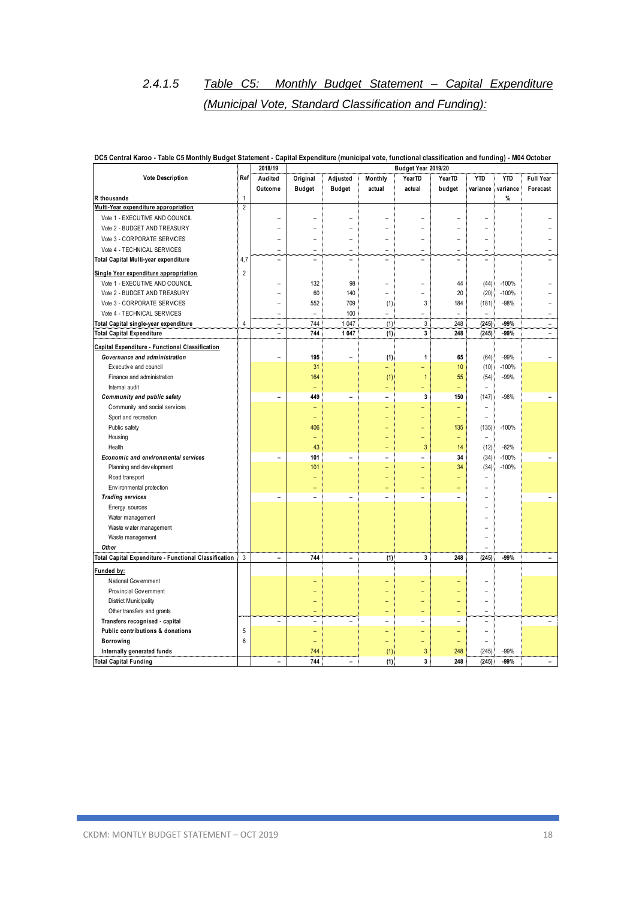## 2.4.1.5 *Table C5: Monthly Budget Statement – Capital Expenditure (Municipal Vote, Standard Classification and Funding):*

**DC5 Central Karoo - Table C5 Monthly Budget Statement - Capital Expenditure (municipal vote, functional classification and funding) - M04 October**

| Vote Description | Ref | 2018/19 | Budget Year 2019/20 | | | | | | | |
|---|---|---|---|---|---|---|---|---|---|---|
| | | Audited Outcome | Original Budget | Adjusted Budget | Monthly actual | YearTD actual | YearTD budget | YTD variance | YTD variance | Full Year Forecast |
| R thousands | 1 | | | | | | | | % | |
| **Multi-Year expenditure appropriation** | 2 | | | | | | | | | |
| Vote 1 - EXECUTIVE AND COUNCIL | | – | – | – | – | – | – | – | | – |
| Vote 2 - BUDGET AND TREASURY | | – | – | – | – | – | – | – | | – |
| Vote 3 - CORPORATE SERVICES | | – | – | – | – | – | – | – | | – |
| Vote 4 - TECHNICAL SERVICES | | – | – | – | – | – | – | – | | – |
| **Total Capital Multi-year expenditure** | 4,7 | – | – | – | – | – | – | – | | – |
| **Single Year expenditure appropriation** | 2 | | | | | | | | | |
| Vote 1 - EXECUTIVE AND COUNCIL | | – | 132 | 98 | – | – | 44 | (44) | -100% | – |
| Vote 2 - BUDGET AND TREASURY | | – | 60 | 140 | – | – | 20 | (20) | -100% | – |
| Vote 3 - CORPORATE SERVICES | | – | 552 | 709 | (1) | 3 | 184 | (181) | -98% | – |
| Vote 4 - TECHNICAL SERVICES | | – | – | 100 | – | – | – | – | | – |
| **Total Capital single-year expenditure** | 4 | – | 744 | 1 047 | (1) | 3 | 248 | (245) | -99% | – |
| **Total Capital Expenditure** | | – | 744 | 1 047 | (1) | 3 | 248 | (245) | -99% | – |
| **Capital Expenditure - Functional Classification** | | | | | | | | | | |
| ***Governance and administration*** | | – | 195 | – | (1) | 1 | 65 | (64) | -99% | – |
| Executive and council | | | 31 | | – | – | 10 | (10) | -100% | |
| Finance and administration | | | 164 | | (1) | 1 | 55 | (54) | -99% | |
| Internal audit | | | – | | – | – | – | – | | |
| ***Community and public safety*** | | – | 449 | – | – | 3 | 150 | (147) | -98% | – |
| Community and social services | | | – | | – | – | – | – | | |
| Sport and recreation | | | – | | – | – | – | – | | |
| Public safety | | | 406 | | – | – | 135 | (135) | -100% | |
| Housing | | | – | | – | – | – | – | | |
| Health | | | 43 | | – | 3 | 14 | (12) | -82% | |
| ***Economic and environmental services*** | | – | 101 | – | – | – | 34 | (34) | -100% | – |
| Planning and development | | | 101 | | – | – | 34 | (34) | -100% | |
| Road transport | | | – | | – | – | – | – | | |
| Environmental protection | | | – | | – | – | – | – | | |
| ***Trading services*** | | – | – | – | – | – | – | – | | – |
| Energy sources | | | | | | | | – | | |
| Water management | | | | | | | | – | | |
| Waste water management | | | | | | | | – | | |
| Waste management | | | | | | | | – | | |
| ***Other*** | | | | | | | | – | | |
| **Total Capital Expenditure - Functional Classification** | 3 | – | 744 | – | (1) | 3 | 248 | (245) | -99% | – |
| **Funded by:** | | | | | | | | | | |
| National Government | | | – | | – | – | – | – | | |
| Provincial Government | | | – | | – | – | – | – | | |
| District Municipality | | | – | | – | – | – | – | | |
| Other transfers and grants | | | – | | – | – | – | – | | |
| **Transfers recognised - capital** | | – | – | – | – | – | – | – | | – |
| **Public contributions & donations** | 5 | | – | | – | – | – | – | | |
| **Borrowing** | 6 | | – | | – | – | – | – | | |
| **Internally generated funds** | | | 744 | | (1) | 3 | 248 | (245) | -99% | |
| **Total Capital Funding** | | – | 744 | – | (1) | 3 | 248 | (245) | -99% | – |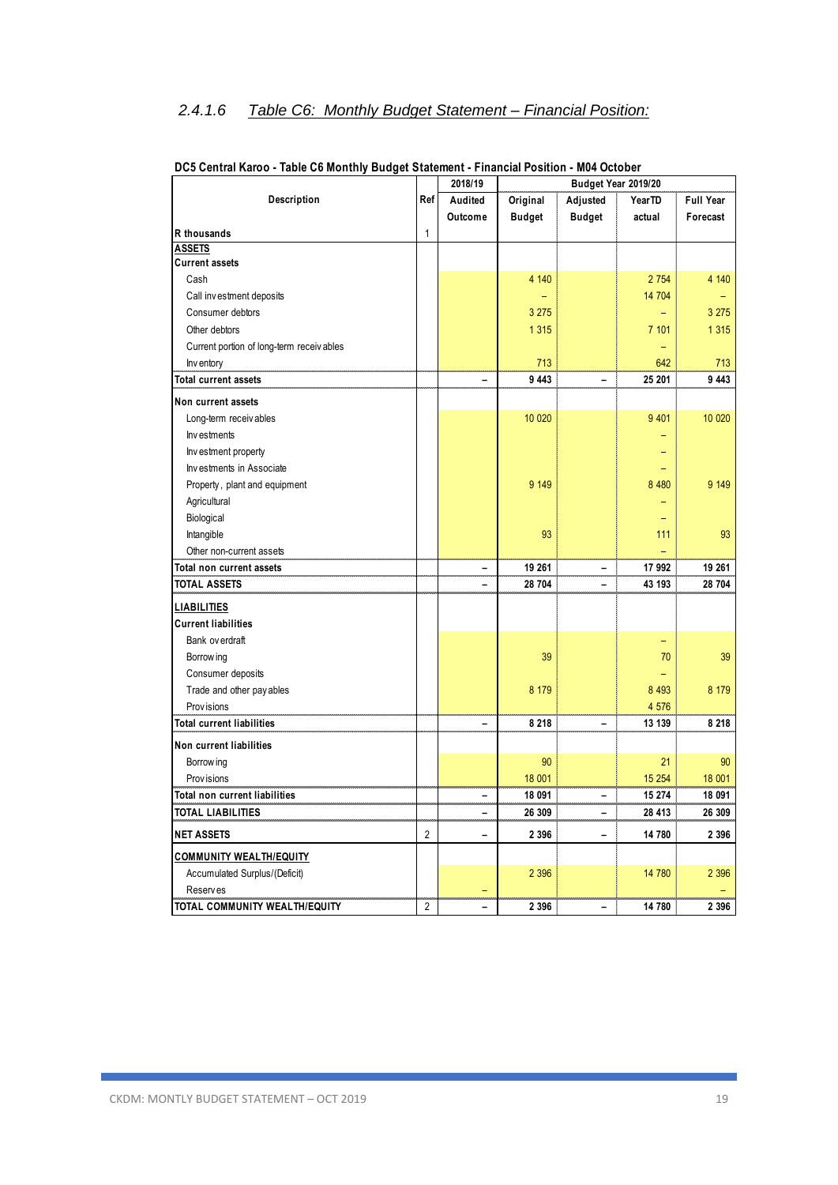### 2.4.1.6 *Table C6: Monthly Budget Statement – Financial Position:*

**DC5 Central Karoo - Table C6 Monthly Budget Statement - Financial Position - M04 October**

| Description | Ref | 2018/19 | Budget Year 2019/20 | | | |
|---|---|---|---|---|---|---|
| | | Audited Outcome | Original Budget | Adjusted Budget | YearTD actual | Full Year Forecast |
| **R thousands** | 1 | | | | | |
| **ASSETS** | | | | | | |
| **Current assets** | | | | | | |
| Cash | | | 4 140 | | 2 754 | 4 140 |
| Call investment deposits | | | – | | 14 704 | – |
| Consumer debtors | | | 3 275 | | – | 3 275 |
| Other debtors | | | 1 315 | | 7 101 | 1 315 |
| Current portion of long-term receivables | | | | | – | |
| Inventory | | | 713 | | 642 | 713 |
| **Total current assets** | | – | **9 443** | – | **25 201** | **9 443** |
| **Non current assets** | | | | | | |
| Long-term receivables | | | 10 020 | | 9 401 | 10 020 |
| Investments | | | | | – | |
| Investment property | | | | | – | |
| Investments in Associate | | | | | – | |
| Property, plant and equipment | | | 9 149 | | 8 480 | 9 149 |
| Agricultural | | | | | – | |
| Biological | | | | | – | |
| Intangible | | | 93 | | 111 | 93 |
| Other non-current assets | | | | | – | |
| **Total non current assets** | | – | **19 261** | – | **17 992** | **19 261** |
| **TOTAL ASSETS** | | – | **28 704** | – | **43 193** | **28 704** |
| **LIABILITIES** | | | | | | |
| **Current liabilities** | | | | | | |
| Bank overdraft | | | | | – | |
| Borrowing | | | 39 | | 70 | 39 |
| Consumer deposits | | | | | – | |
| Trade and other payables | | | 8 179 | | 8 493 | 8 179 |
| Provisions | | | | | 4 576 | |
| **Total current liabilities** | | – | **8 218** | – | **13 139** | **8 218** |
| **Non current liabilities** | | | | | | |
| Borrowing | | | 90 | | 21 | 90 |
| Provisions | | | 18 001 | | 15 254 | 18 001 |
| **Total non current liabilities** | | – | **18 091** | – | **15 274** | **18 091** |
| **TOTAL LIABILITIES** | | – | **26 309** | – | **28 413** | **26 309** |
| **NET ASSETS** | 2 | – | **2 396** | – | **14 780** | **2 396** |
| **COMMUNITY WEALTH/EQUITY** | | | | | | |
| Accumulated Surplus/(Deficit) | | | 2 396 | | 14 780 | 2 396 |
| Reserves | | – | | | | – |
| **TOTAL COMMUNITY WEALTH/EQUITY** | 2 | – | **2 396** | – | **14 780** | **2 396** |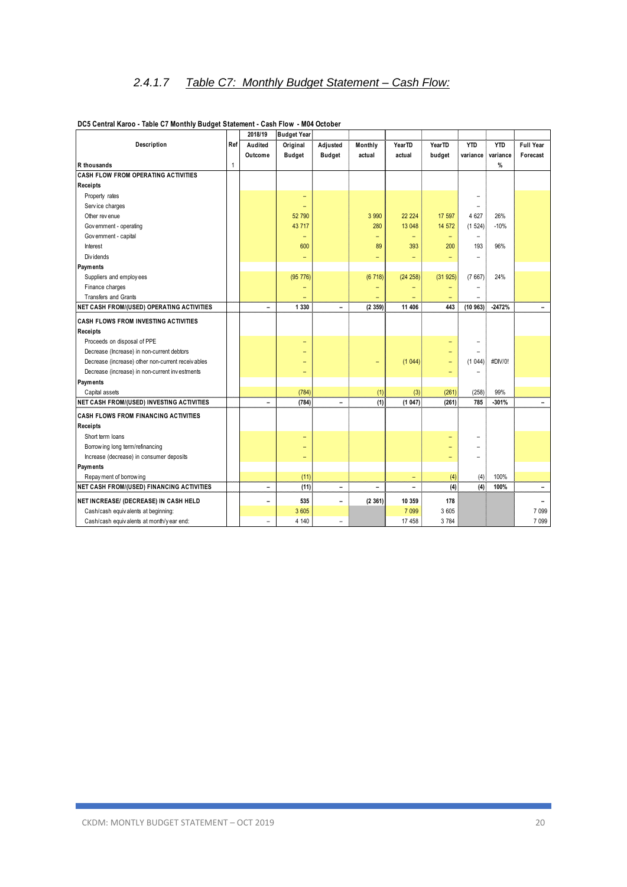### 2.4.1.7 *Table C7: Monthly Budget Statement – Cash Flow:*

**DC5 Central Karoo - Table C7 Monthly Budget Statement - Cash Flow - M04 October**

| Description | Ref | 2018/19 | Budget Year | | | | | | | |
|---|---|---|---|---|---|---|---|---|---|---|
| | | Audited Outcome | Original Budget | Adjusted Budget | Monthly actual | YearTD actual | YearTD budget | YTD variance | YTD variance | Full Year Forecast |
| R thousands | 1 | | | | | | | | % | |
| **CASH FLOW FROM OPERATING ACTIVITIES** | | | | | | | | | | |
| **Receipts** | | | | | | | | | | |
| Property rates | | | – | | | | | – | | |
| Service charges | | | – | | | | | – | | |
| Other revenue | | | 52 790 | | 3 990 | 22 224 | 17 597 | 4 627 | 26% | |
| Government - operating | | | 43 717 | | 280 | 13 048 | 14 572 | (1 524) | -10% | |
| Government - capital | | | – | | – | – | – | – | | |
| Interest | | | 600 | | 89 | 393 | 200 | 193 | 96% | |
| Dividends | | | – | | – | – | – | – | | |
| **Payments** | | | | | | | | | | |
| Suppliers and employees | | | (95 776) | | (6 718) | (24 258) | (31 925) | (7 667) | 24% | |
| Finance charges | | | – | | – | – | – | – | | |
| Transfers and Grants | | | – | | – | – | – | – | | |
| **NET CASH FROM/(USED) OPERATING ACTIVITIES** | | – | **1 330** | – | **(2 359)** | **11 406** | **443** | **(10 963)** | **-2472%** | – |
| **CASH FLOWS FROM INVESTING ACTIVITIES** | | | | | | | | | | |
| **Receipts** | | | | | | | | | | |
| Proceeds on disposal of PPE | | | – | | | | – | – | | |
| Decrease (Increase) in non-current debtors | | | – | | | | – | – | | |
| Decrease (increase) other non-current receivables | | | – | | – | (1 044) | – | (1 044) | #DIV/0! | |
| Decrease (increase) in non-current investments | | | – | | | | – | – | | |
| **Payments** | | | | | | | | | | |
| Capital assets | | | (784) | | (1) | (3) | (261) | (258) | 99% | |
| **NET CASH FROM/(USED) INVESTING ACTIVITIES** | | – | **(784)** | – | **(1)** | **(1 047)** | **(261)** | **785** | **-301%** | – |
| **CASH FLOWS FROM FINANCING ACTIVITIES** | | | | | | | | | | |
| **Receipts** | | | | | | | | | | |
| Short term loans | | | – | | | | – | – | | |
| Borrowing long term/refinancing | | | – | | | | – | – | | |
| Increase (decrease) in consumer deposits | | | – | | | | – | – | | |
| **Payments** | | | | | | | | | | |
| Repayment of borrowing | | | (11) | | | – | (4) | (4) | 100% | |
| **NET CASH FROM/(USED) FINANCING ACTIVITIES** | | – | **(11)** | – | – | – | **(4)** | **(4)** | **100%** | – |
| **NET INCREASE/ (DECREASE) IN CASH HELD** | | – | **535** | – | **(2 361)** | **10 359** | **178** | | | – |
| Cash/cash equivalents at beginning: | | | 3 605 | | | 7 099 | 3 605 | | | 7 099 |
| Cash/cash equivalents at month/year end: | | – | 4 140 | – | | 17 458 | 3 784 | | | 7 099 |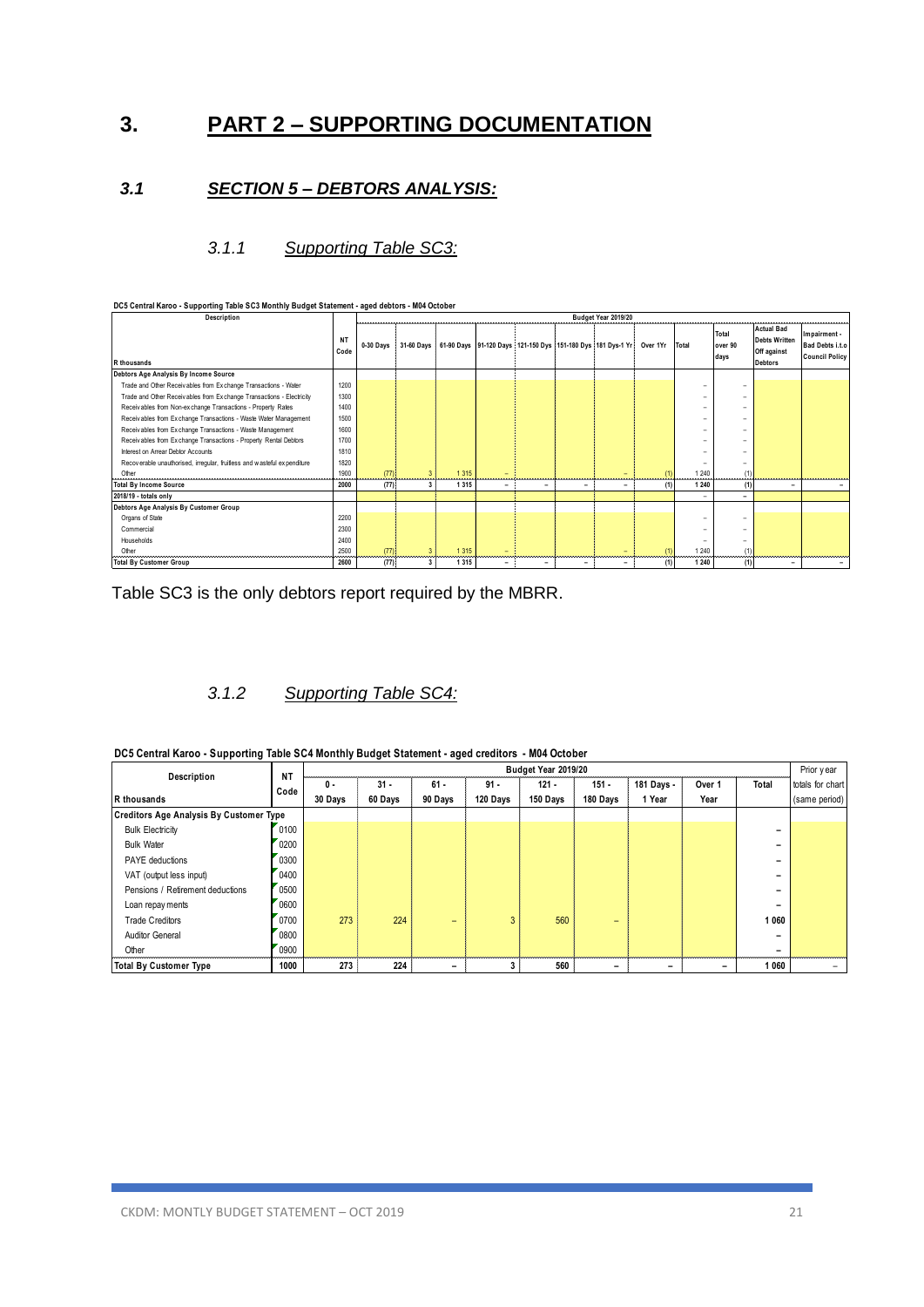# 3. PART 2 – SUPPORTING DOCUMENTATION

## *3.1 SECTION 5 – DEBTORS ANALYSIS:*

### *3.1.1 Supporting Table SC3:*

**DC5 Central Karoo - Supporting Table SC3 Monthly Budget Statement - aged debtors - M04 October**

| Description | NT Code | Budget Year 2019/20 | | | | | | | | | | | | |
|---|---|---|---|---|---|---|---|---|---|---|---|---|---|---|
| R thousands | | 0-30 Days | 31-60 Days | 61-90 Days | 91-120 Days | 121-150 Dys | 151-180 Dys | 181 Dys-1 Yr | Over 1Yr | Total | Total over 90 days | Actual Bad Debts Written Off against Debtors | Impairment - Bad Debts i.t.o Council Policy |
| **Debtors Age Analysis By Income Source** | | | | | | | | | | | | | |
| Trade and Other Receivables from Exchange Transactions - Water | 1200 | | | | | | | | | – | – | | |
| Trade and Other Receivables from Exchange Transactions - Electricity | 1300 | | | | | | | | | – | – | | |
| Receivables from Non-exchange Transactions - Property Rates | 1400 | | | | | | | | | – | – | | |
| Receivables from Exchange Transactions - Waste Water Management | 1500 | | | | | | | | | – | – | | |
| Receivables from Exchange Transactions - Waste Management | 1600 | | | | | | | | | – | – | | |
| Receivables from Exchange Transactions - Property Rental Debtors | 1700 | | | | | | | | | – | – | | |
| Interest on Arrear Debtor Accounts | 1810 | | | | | | | | | – | – | | |
| Recoverable unauthorised, irregular, fruitless and wasteful expenditure | 1820 | | | | | | | | | – | – | | |
| Other | 1900 | (77) | 3 | 1 315 | – | | | – | (1) | 1 240 | (1) | | |
| **Total By Income Source** | **2000** | **(77)** | **3** | **1 315** | **–** | **–** | **–** | **–** | **(1)** | **1 240** | **(1)** | **–** | **–** |
| **2018/19 - totals only** | | | | | | | | | | – | – | | |
| **Debtors Age Analysis By Customer Group** | | | | | | | | | | | | | |
| Organs of State | 2200 | | | | | | | | | – | – | | |
| Commercial | 2300 | | | | | | | | | – | – | | |
| Households | 2400 | | | | | | | | | – | – | | |
| Other | 2500 | (77) | 3 | 1 315 | – | | | – | (1) | 1 240 | (1) | | |
| **Total By Customer Group** | **2600** | **(77)** | **3** | **1 315** | **–** | **–** | **–** | **–** | **(1)** | **1 240** | **(1)** | **–** | **–** |

Table SC3 is the only debtors report required by the MBRR.

### *3.1.2 Supporting Table SC4:*

**DC5 Central Karoo - Supporting Table SC4 Monthly Budget Statement - aged creditors - M04 October**

| Description | NT Code | Budget Year 2019/20 | | | | | | | | | Prior year |
|---|---|---|---|---|---|---|---|---|---|---|---|
| R thousands | | 0 - 30 Days | 31 - 60 Days | 61 - 90 Days | 91 - 120 Days | 121 - 150 Days | 151 - 180 Days | 181 Days - 1 Year | Over 1 Year | Total | totals for chart (same period) |
| **Creditors Age Analysis By Customer Type** | | | | | | | | | | | |
| Bulk Electricity | 0100 | | | | | | | | | – | |
| Bulk Water | 0200 | | | | | | | | | – | |
| PAYE deductions | 0300 | | | | | | | | | – | |
| VAT (output less input) | 0400 | | | | | | | | | – | |
| Pensions / Retirement deductions | 0500 | | | | | | | | | – | |
| Loan repayments | 0600 | | | | | | | | | – | |
| Trade Creditors | 0700 | 273 | 224 | – | 3 | 560 | – | | | 1 060 | |
| Auditor General | 0800 | | | | | | | | | – | |
| Other | 0900 | | | | | | | | | – | |
| **Total By Customer Type** | **1000** | **273** | **224** | **–** | **3** | **560** | **–** | **–** | **–** | **1 060** | **–** |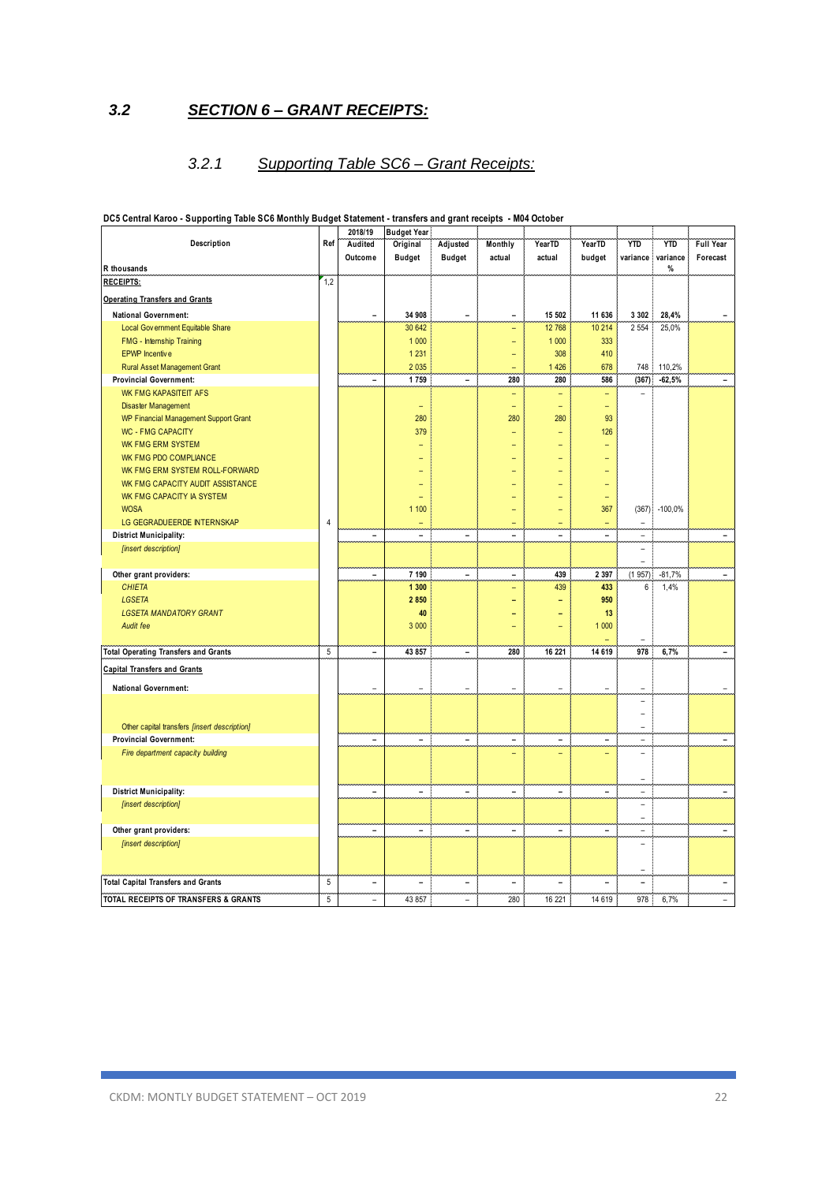## 3.2 SECTION 6 – GRANT RECEIPTS:

### 3.2.1 Supporting Table SC6 – Grant Receipts:

**DC5 Central Karoo - Supporting Table SC6 Monthly Budget Statement - transfers and grant receipts - M04 October**

| Description | Ref | 2018/19 | Budget Year | | | | | | | |
|---|---|---|---|---|---|---|---|---|---|---|
| | | Audited Outcome | Original Budget | Adjusted Budget | Monthly actual | YearTD actual | YearTD budget | YTD variance | YTD variance | Full Year Forecast |
| R thousands | | | | | | | | | % | |
| **RECEIPTS:** | 1,2 | | | | | | | | | |
| **Operating Transfers and Grants** | | | | | | | | | | |
| **National Government:** | | – | 34 908 | – | – | 15 502 | 11 636 | 3 302 | 28,4% | – |
| Local Government Equitable Share | | | 30 642 | | – | 12 768 | 10 214 | 2 554 | 25,0% | |
| FMG - Internship Training | | | 1 000 | | – | 1 000 | 333 | | | |
| EPWP Incentive | | | 1 231 | | – | 308 | 410 | | | |
| Rural Asset Management Grant | | | 2 035 | | – | 1 426 | 678 | 748 | 110,2% | |
| **Provincial Government:** | | – | 1 759 | – | 280 | 280 | 586 | (367) | -62,5% | – |
| WK FMG KAPASITEIT AFS | | | | | – | – | – | – | | |
| Disaster Management | | | – | | – | – | – | | | |
| WP Financial Management Support Grant | | | 280 | | 280 | 280 | 93 | | | |
| WC - FMG CAPACITY | | | 379 | | – | – | 126 | | | |
| WK FMG ERM SYSTEM | | | – | | – | – | – | | | |
| WK FMG PDO COMPLIANCE | | | – | | – | – | – | | | |
| WK FMG ERM SYSTEM ROLL-FORWARD | | | – | | – | – | – | | | |
| WK FMG CAPACITY AUDIT ASSISTANCE | | | – | | – | – | – | | | |
| WK FMG CAPACITY IA SYSTEM | | | – | | – | – | – | | | |
| WOSA | | | 1 100 | | – | – | 367 | (367) | -100,0% | |
| LG GEGRADUEERDE INTERNSKAP | 4 | | – | | – | – | – | – | | |
| **District Municipality:** | | – | – | – | – | – | – | – | | – |
| *[insert description]* | | | | | | | | – | | |
| | | | | | | | | – | | |
| **Other grant providers:** | | – | 7 190 | – | – | 439 | 2 397 | (1 957) | -81,7% | – |
| *CHIETA* | | | 1 300 | | – | 439 | 433 | 6 | 1,4% | |
| *LGSETA* | | | 2 850 | | – | – | 950 | | | |
| *LGSETA MANDATORY GRANT* | | | 40 | | – | – | 13 | | | |
| *Audit fee* | | | 3 000 | | – | – | 1 000 | | | |
| | | | | | | | – | – | | |
| **Total Operating Transfers and Grants** | 5 | – | 43 857 | – | 280 | 16 221 | 14 619 | 978 | 6,7% | – |
| **Capital Transfers and Grants** | | | | | | | | | | |
| **National Government:** | | – | – | – | – | – | – | – | | – |
| | | | | | | | | – | | |
| | | | | | | | | – | | |
| Other capital transfers *[insert description]* | | | | | | | | – | | |
| **Provincial Government:** | | – | – | – | – | – | – | – | | – |
| *Fire department capacity building* | | | | | – | – | – | – | | |
| | | | | | | | | – | | |
| **District Municipality:** | | – | – | – | – | – | – | – | | – |
| *[insert description]* | | | | | | | | – | | |
| | | | | | | | | – | | |
| **Other grant providers:** | | – | – | – | – | – | – | – | | – |
| *[insert description]* | | | | | | | | – | | |
| | | | | | | | | – | | |
| **Total Capital Transfers and Grants** | 5 | – | – | – | – | – | – | – | | – |
| **TOTAL RECEIPTS OF TRANSFERS & GRANTS** | 5 | – | 43 857 | – | 280 | 16 221 | 14 619 | 978 | 6,7% | – |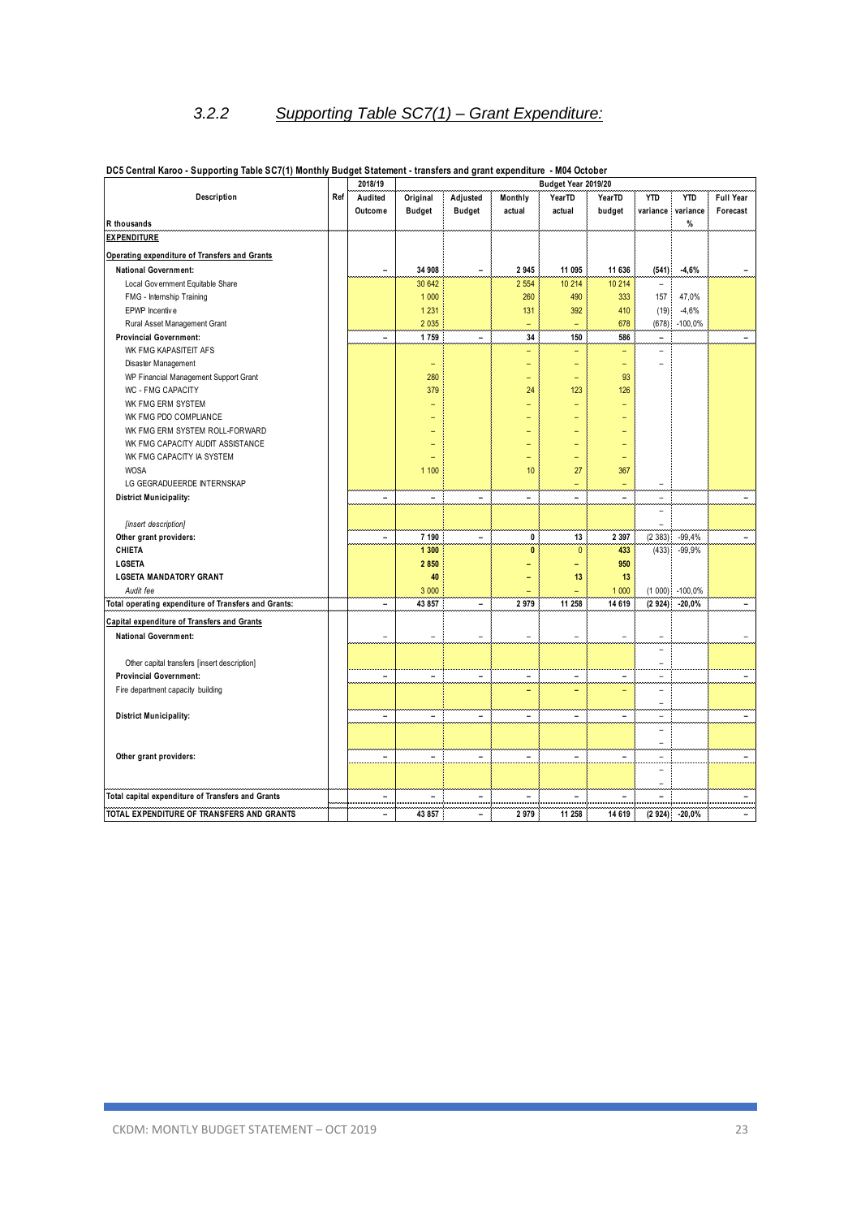### 3.2.2 *Supporting Table SC7(1) – Grant Expenditure:*

**DC5 Central Karoo - Supporting Table SC7(1) Monthly Budget Statement - transfers and grant expenditure - M04 October**

| Description | Ref | 2018/19 | Budget Year 2019/20 | | | | | | | |
|---|---|---|---|---|---|---|---|---|---|---|
| | | Audited Outcome | Original Budget | Adjusted Budget | Monthly actual | YearTD actual | YearTD budget | YTD variance | YTD variance | Full Year Forecast |
| R thousands | | | | | | | | | % | |
| **EXPENDITURE** | | | | | | | | | | |
| **Operating expenditure of Transfers and Grants** | | | | | | | | | | |
| **National Government:** | | – | 34 908 | – | 2 945 | 11 095 | 11 636 | (541) | -4,6% | – |
| Local Government Equitable Share | | | 30 642 | | 2 554 | 10 214 | 10 214 | – | | |
| FMG - Internship Training | | | 1 000 | | 260 | 490 | 333 | 157 | 47,0% | |
| EPWP Incentive | | | 1 231 | | 131 | 392 | 410 | (19) | -4,6% | |
| Rural Asset Management Grant | | | 2 035 | | – | – | 678 | (678) | -100,0% | |
| **Provincial Government:** | | – | 1 759 | – | 34 | 150 | 586 | – | | – |
| WK FMG KAPASITEIT AFS | | | | | – | – | – | – | | |
| Disaster Management | | | – | | – | – | – | – | | |
| WP Financial Management Support Grant | | | 280 | | – | – | 93 | | | |
| WC - FMG CAPACITY | | | 379 | | 24 | 123 | 126 | | | |
| WK FMG ERM SYSTEM | | | – | | – | – | – | | | |
| WK FMG PDO COMPLIANCE | | | – | | – | – | – | | | |
| WK FMG ERM SYSTEM ROLL-FORWARD | | | – | | – | – | – | | | |
| WK FMG CAPACITY AUDIT ASSISTANCE | | | – | | – | – | – | | | |
| WK FMG CAPACITY IA SYSTEM | | | – | | – | – | – | | | |
| WOSA | | | 1 100 | | 10 | 27 | 367 | | | |
| LG GEGRADUEERDE INTERNSKAP | | | | | | – | – | – | | |
| **District Municipality:** | | – | – | – | – | – | – | – | | – |
| | | | | | | | | – | | |
| *[insert description]* | | | | | | | | – | | |
| **Other grant providers:** | | – | 7 190 | – | 0 | 13 | 2 397 | (2 383) | -99,4% | – |
| **CHIETA** | | | 1 300 | | 0 | 0 | 433 | (433) | -99,9% | |
| **LGSETA** | | | 2 850 | | – | – | 950 | | | |
| **LGSETA MANDATORY GRANT** | | | 40 | | – | 13 | 13 | | | |
| *Audit fee* | | | 3 000 | | – | – | 1 000 | (1 000) | -100,0% | |
| **Total operating expenditure of Transfers and Grants:** | | – | 43 857 | – | 2 979 | 11 258 | 14 619 | (2 924) | -20,0% | – |
| **Capital expenditure of Transfers and Grants** | | | | | | | | | | |
| **National Government:** | | – | – | – | – | – | – | – | | – |
| | | | | | | | | – | | |
| Other capital transfers [insert description] | | | | | | | | – | | |
| **Provincial Government:** | | – | – | – | – | – | – | – | | – |
| Fire department capacity building | | | | | – | – | – | – | | |
| | | | | | | | | – | | |
| **District Municipality:** | | – | – | – | – | – | – | – | | – |
| | | | | | | | | – | | |
| | | | | | | | | – | | |
| **Other grant providers:** | | – | – | – | – | – | – | – | | – |
| | | | | | | | | – | | |
| | | | | | | | | – | | |
| **Total capital expenditure of Transfers and Grants** | | – | – | – | – | – | – | – | | – |
| **TOTAL EXPENDITURE OF TRANSFERS AND GRANTS** | | – | 43 857 | – | 2 979 | 11 258 | 14 619 | (2 924) | -20,0% | – |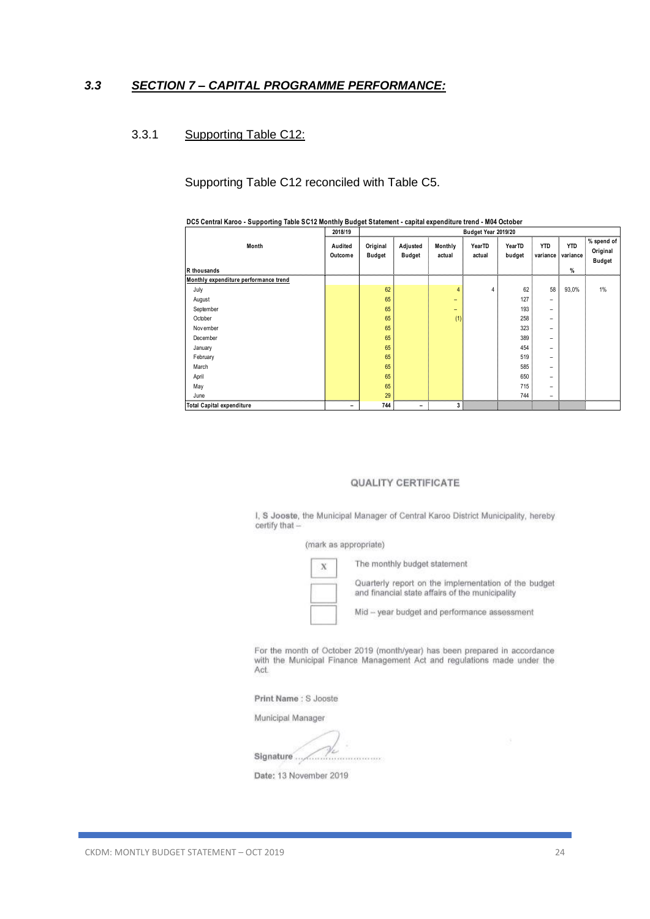### *3.3 SECTION 7 – CAPITAL PROGRAMME PERFORMANCE:*

#### 3.3.1 Supporting Table C12:

Supporting Table C12 reconciled with Table C5.

**DC5 Central Karoo - Supporting Table SC12 Monthly Budget Statement - capital expenditure trend - M04 October**

| Month | 2018/19 | Budget Year 2019/20 | | | | | | | |
|---|---|---|---|---|---|---|---|---|---|
| | Audited Outcome | Original Budget | Adjusted Budget | Monthly actual | YearTD actual | YearTD budget | YTD variance | YTD variance | % spend of Original Budget |
| R thousands | | | | | | | | % | |
| **Monthly expenditure performance trend** | | | | | | | | | |
| July | | 62 | | 4 | 4 | 62 | 58 | 93,0% | 1% |
| August | | 65 | | – | | 127 | – | | |
| September | | 65 | | – | | 193 | – | | |
| October | | 65 | | (1) | | 258 | – | | |
| November | | 65 | | | | 323 | – | | |
| December | | 65 | | | | 389 | – | | |
| January | | 65 | | | | 454 | – | | |
| February | | 65 | | | | 519 | – | | |
| March | | 65 | | | | 585 | – | | |
| April | | 65 | | | | 650 | – | | |
| May | | 65 | | | | 715 | – | | |
| June | | 29 | | | | 744 | – | | |
| **Total Capital expenditure** | – | 744 | – | 3 | | | | | |

**QUALITY CERTIFICATE**

I, **S Jooste**, the Municipal Manager of Central Karoo District Municipality, hereby certify that –

(mark as appropriate)

- [X] The monthly budget statement
- [ ] Quarterly report on the implementation of the budget and financial state affairs of the municipality
- [ ] Mid – year budget and performance assessment

For the month of October 2019 (month/year) has been prepared in accordance with the Municipal Finance Management Act and regulations made under the Act.

**Print Name** : S Jooste

Municipal Manager

**Signature** ..............................

**Date:** 13 November 2019